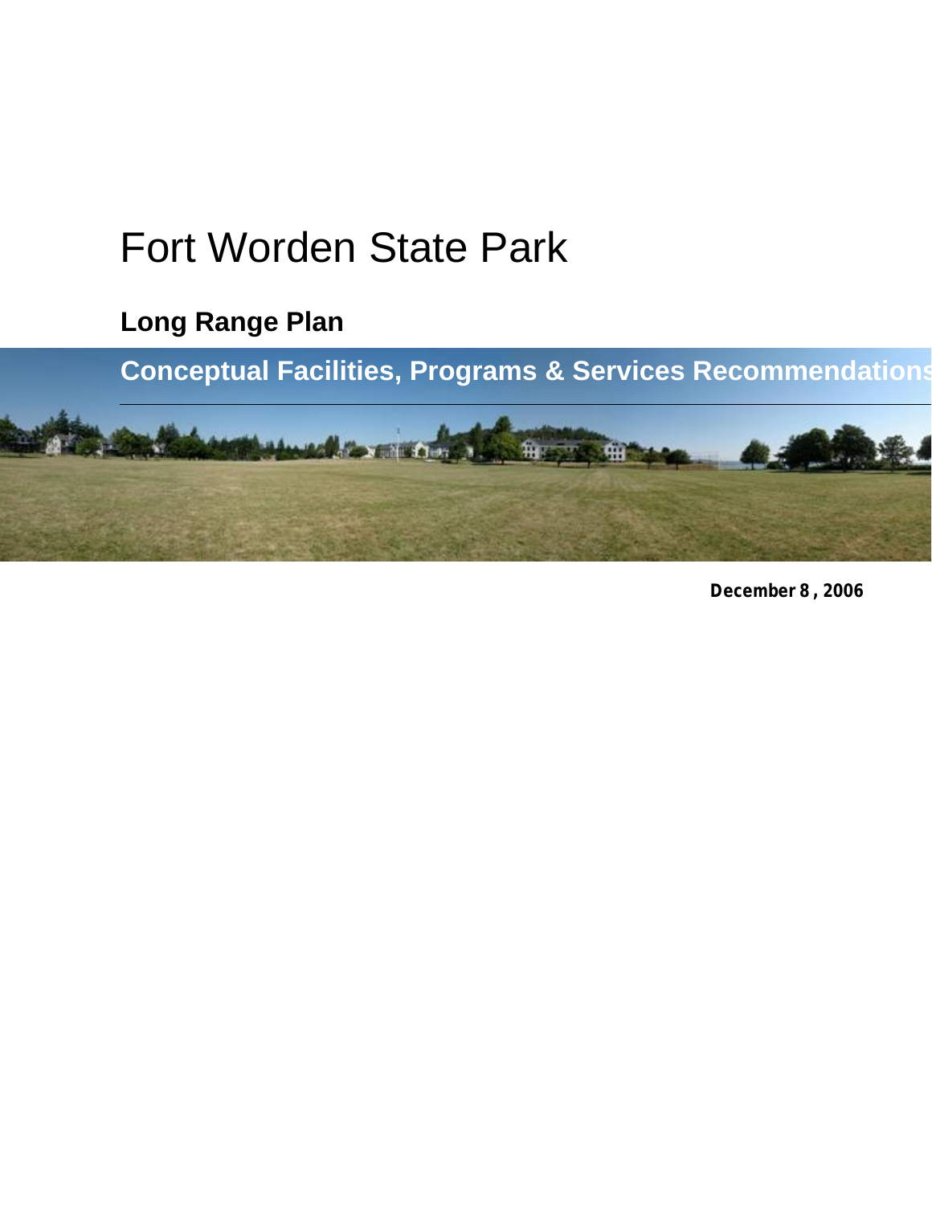# Fort Worden State Park

## Long Range Plan

### Conceptual Facilities, Programs & Services Recommendations

**December 8 , 2006**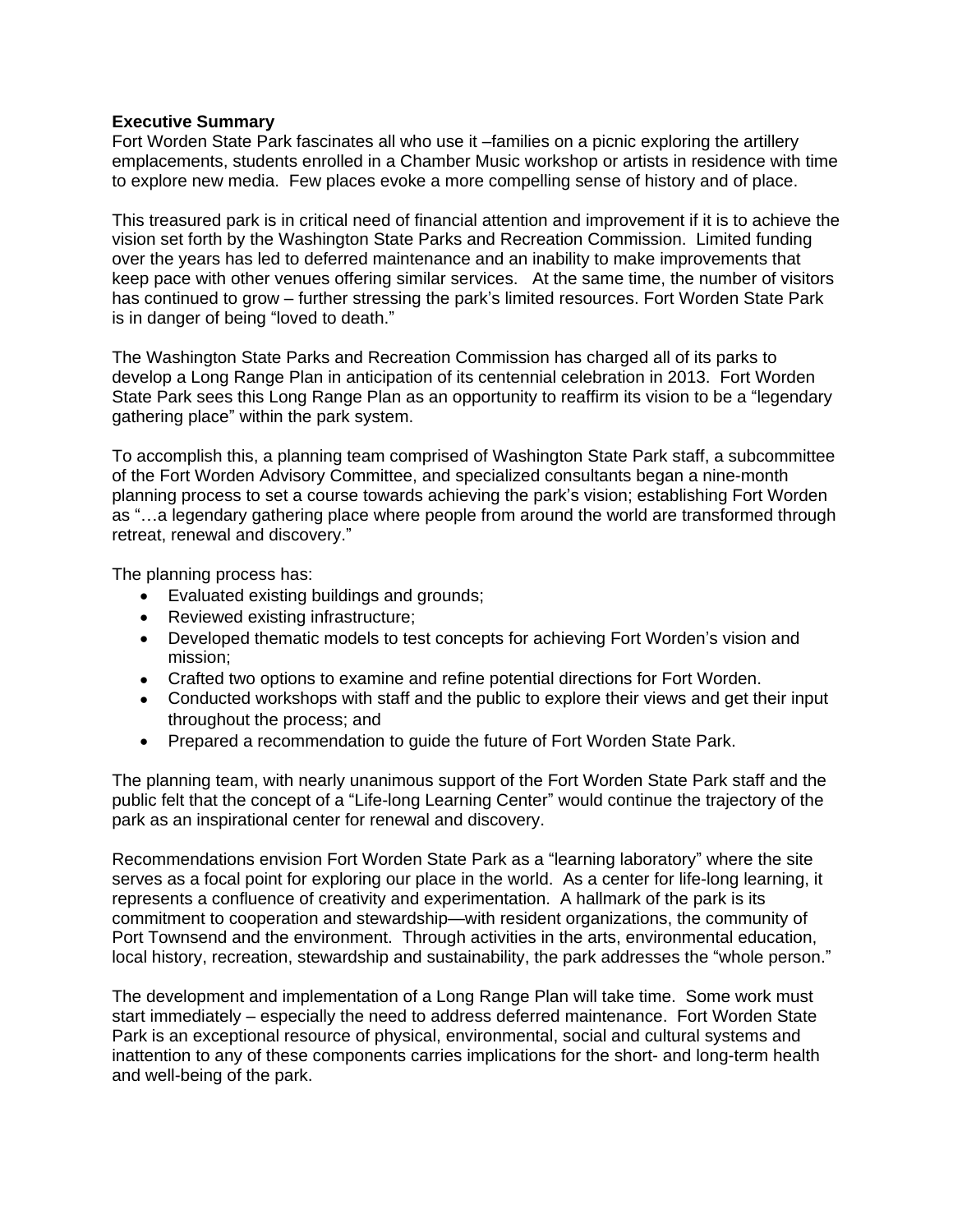**Executive Summary**

Fort Worden State Park fascinates all who use it –families on a picnic exploring the artillery emplacements, students enrolled in a Chamber Music workshop or artists in residence with time to explore new media. Few places evoke a more compelling sense of history and of place.

This treasured park is in critical need of financial attention and improvement if it is to achieve the vision set forth by the Washington State Parks and Recreation Commission. Limited funding over the years has led to deferred maintenance and an inability to make improvements that keep pace with other venues offering similar services. At the same time, the number of visitors has continued to grow – further stressing the park's limited resources. Fort Worden State Park is in danger of being "loved to death."

The Washington State Parks and Recreation Commission has charged all of its parks to develop a Long Range Plan in anticipation of its centennial celebration in 2013. Fort Worden State Park sees this Long Range Plan as an opportunity to reaffirm its vision to be a "legendary gathering place" within the park system.

To accomplish this, a planning team comprised of Washington State Park staff, a subcommittee of the Fort Worden Advisory Committee, and specialized consultants began a nine-month planning process to set a course towards achieving the park's vision; establishing Fort Worden as "…a legendary gathering place where people from around the world are transformed through retreat, renewal and discovery."

The planning process has:

- Evaluated existing buildings and grounds;
- Reviewed existing infrastructure;
- Developed thematic models to test concepts for achieving Fort Worden's vision and mission;
- Crafted two options to examine and refine potential directions for Fort Worden.
- Conducted workshops with staff and the public to explore their views and get their input throughout the process; and
- Prepared a recommendation to guide the future of Fort Worden State Park.

The planning team, with nearly unanimous support of the Fort Worden State Park staff and the public felt that the concept of a "Life-long Learning Center" would continue the trajectory of the park as an inspirational center for renewal and discovery.

Recommendations envision Fort Worden State Park as a "learning laboratory" where the site serves as a focal point for exploring our place in the world. As a center for life-long learning, it represents a confluence of creativity and experimentation. A hallmark of the park is its commitment to cooperation and stewardship—with resident organizations, the community of Port Townsend and the environment. Through activities in the arts, environmental education, local history, recreation, stewardship and sustainability, the park addresses the "whole person."

The development and implementation of a Long Range Plan will take time. Some work must start immediately – especially the need to address deferred maintenance. Fort Worden State Park is an exceptional resource of physical, environmental, social and cultural systems and inattention to any of these components carries implications for the short- and long-term health and well-being of the park.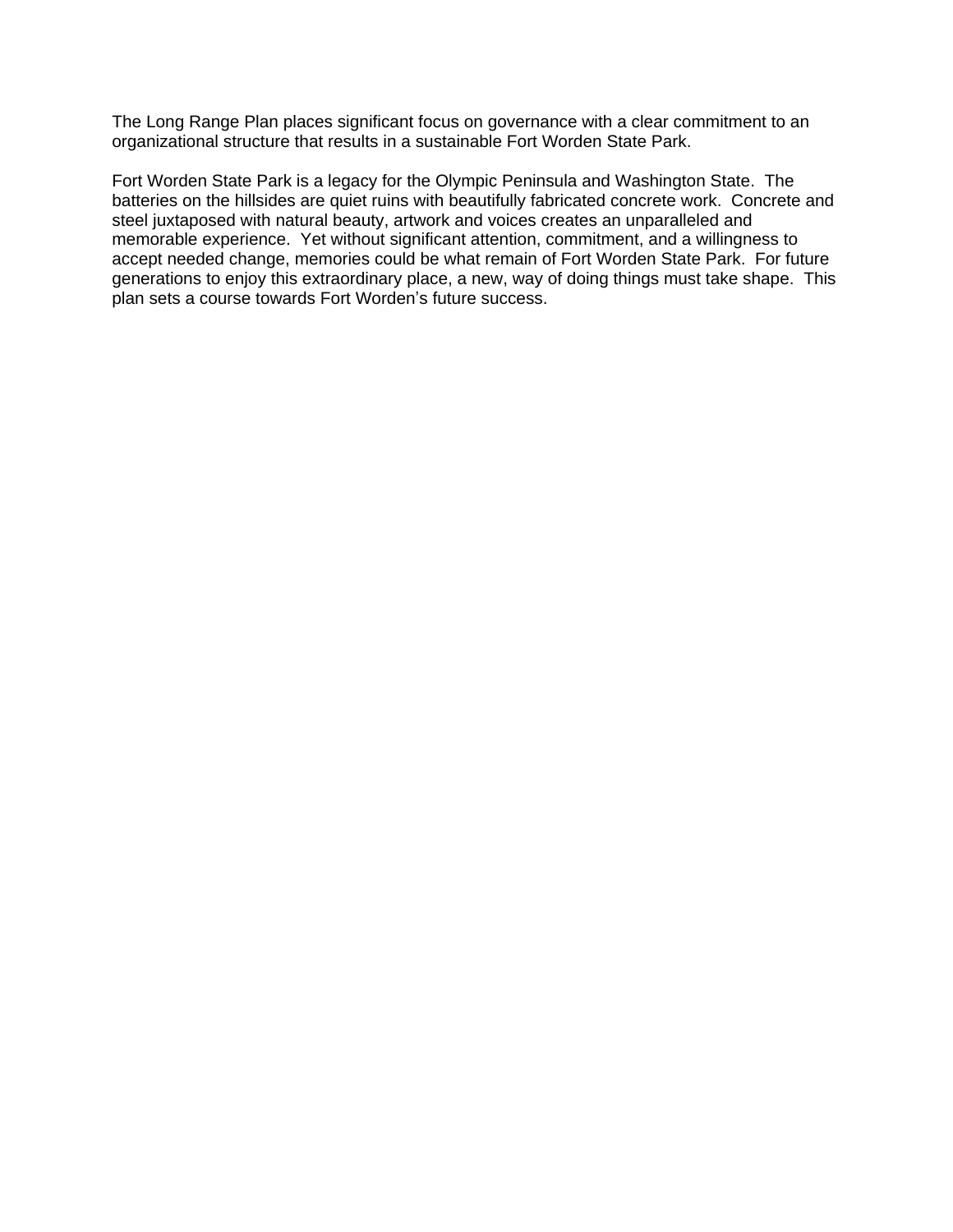The Long Range Plan places significant focus on governance with a clear commitment to an organizational structure that results in a sustainable Fort Worden State Park.

Fort Worden State Park is a legacy for the Olympic Peninsula and Washington State. The batteries on the hillsides are quiet ruins with beautifully fabricated concrete work. Concrete and steel juxtaposed with natural beauty, artwork and voices creates an unparalleled and memorable experience. Yet without significant attention, commitment, and a willingness to accept needed change, memories could be what remain of Fort Worden State Park. For future generations to enjoy this extraordinary place, a new, way of doing things must take shape. This plan sets a course towards Fort Worden's future success.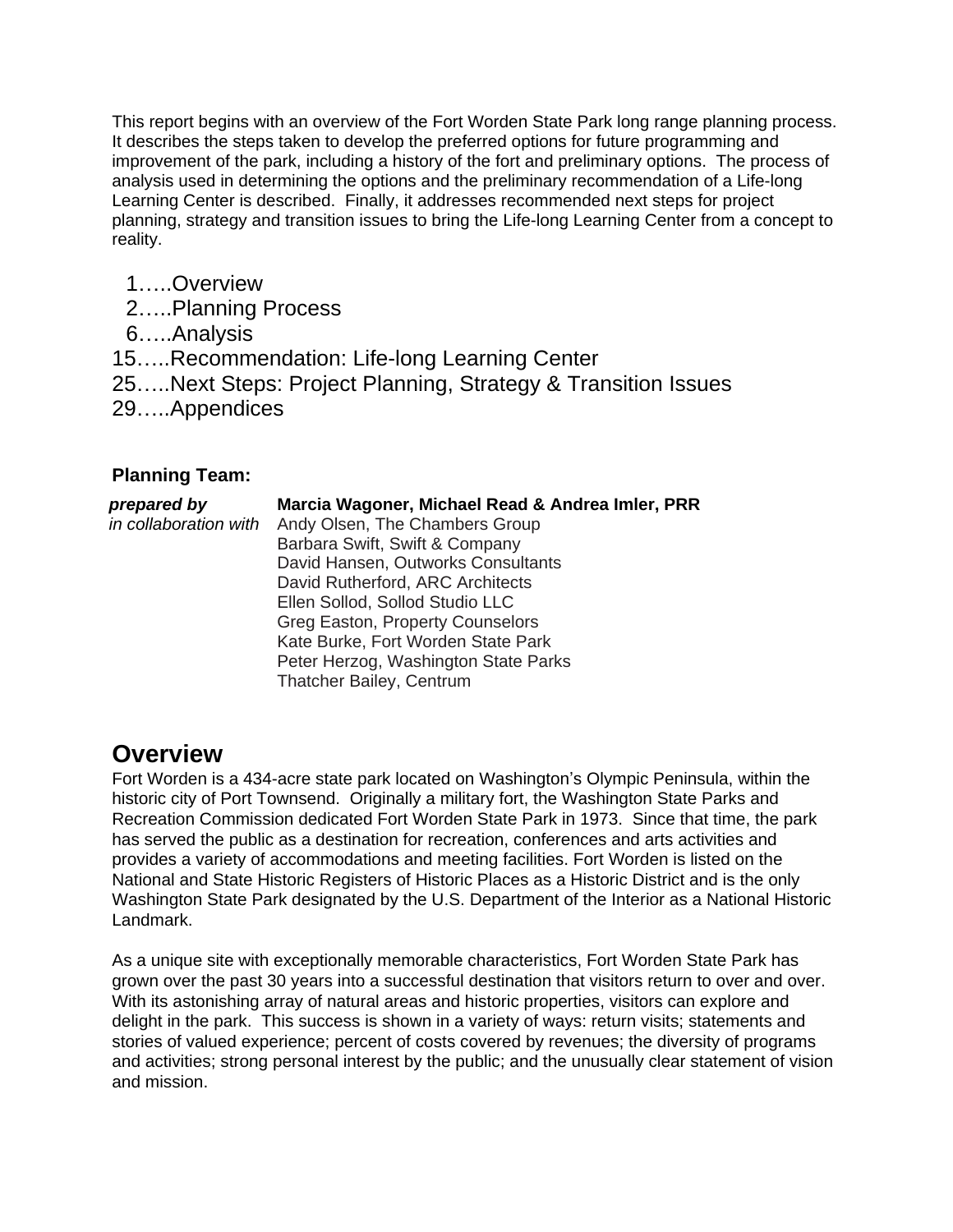This report begins with an overview of the Fort Worden State Park long range planning process. It describes the steps taken to develop the preferred options for future programming and improvement of the park, including a history of the fort and preliminary options. The process of analysis used in determining the options and the preliminary recommendation of a Life-long Learning Center is described. Finally, it addresses recommended next steps for project planning, strategy and transition issues to bring the Life-long Learning Center from a concept to reality.

1…..Overview
2…..Planning Process
6…..Analysis
15…..Recommendation: Life-long Learning Center
25…..Next Steps: Project Planning, Strategy & Transition Issues
29…..Appendices

**Planning Team:**

***prepared by*** **Marcia Wagoner, Michael Read & Andrea Imler, PRR**

*in collaboration with*
Andy Olsen, The Chambers Group
Barbara Swift, Swift & Company
David Hansen, Outworks Consultants
David Rutherford, ARC Architects
Ellen Sollod, Sollod Studio LLC
Greg Easton, Property Counselors
Kate Burke, Fort Worden State Park
Peter Herzog, Washington State Parks
Thatcher Bailey, Centrum

# Overview

Fort Worden is a 434-acre state park located on Washington's Olympic Peninsula, within the historic city of Port Townsend. Originally a military fort, the Washington State Parks and Recreation Commission dedicated Fort Worden State Park in 1973. Since that time, the park has served the public as a destination for recreation, conferences and arts activities and provides a variety of accommodations and meeting facilities. Fort Worden is listed on the National and State Historic Registers of Historic Places as a Historic District and is the only Washington State Park designated by the U.S. Department of the Interior as a National Historic Landmark.

As a unique site with exceptionally memorable characteristics, Fort Worden State Park has grown over the past 30 years into a successful destination that visitors return to over and over. With its astonishing array of natural areas and historic properties, visitors can explore and delight in the park. This success is shown in a variety of ways: return visits; statements and stories of valued experience; percent of costs covered by revenues; the diversity of programs and activities; strong personal interest by the public; and the unusually clear statement of vision and mission.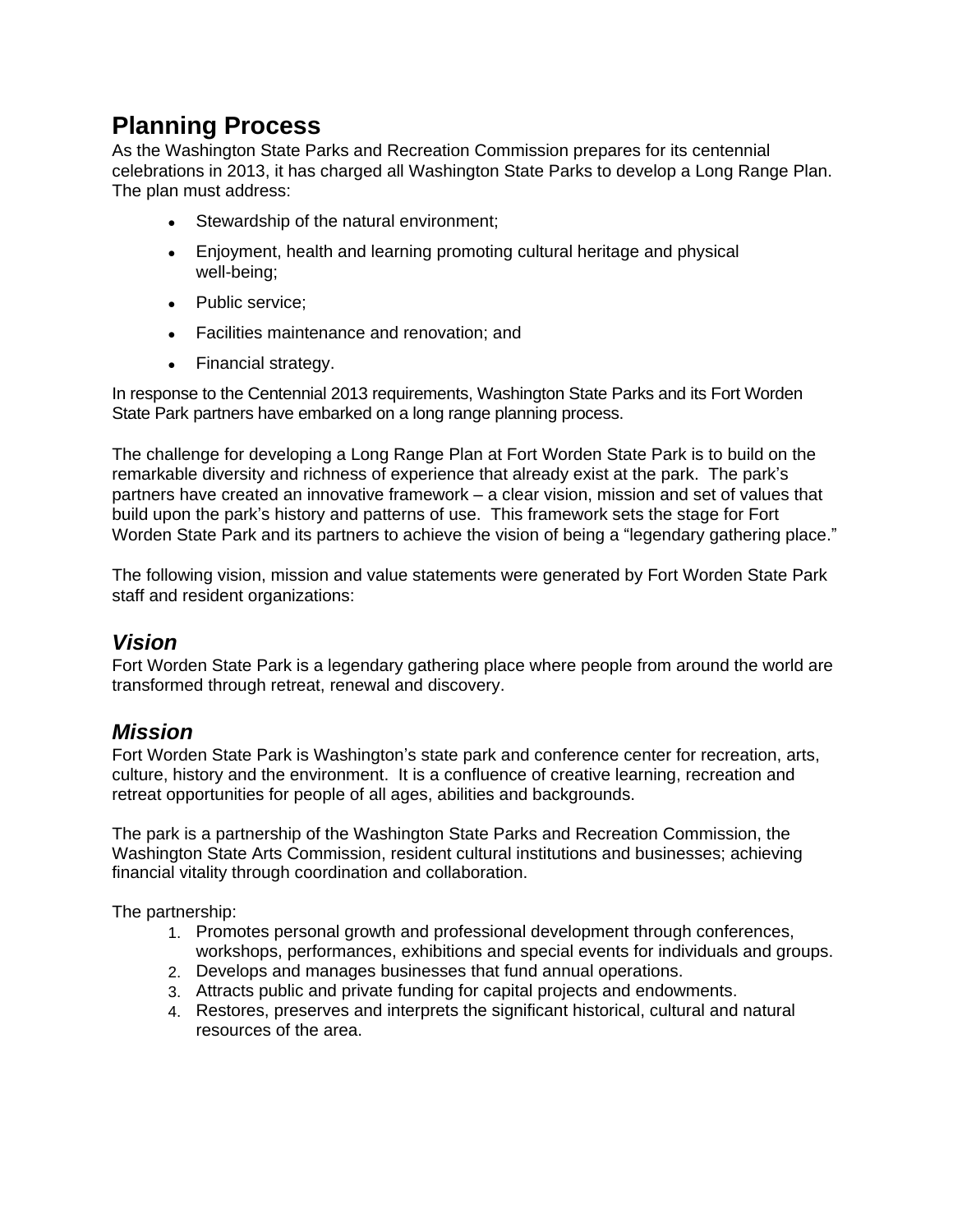# Planning Process

As the Washington State Parks and Recreation Commission prepares for its centennial celebrations in 2013, it has charged all Washington State Parks to develop a Long Range Plan. The plan must address:

- Stewardship of the natural environment;
- Enjoyment, health and learning promoting cultural heritage and physical well-being;
- Public service;
- Facilities maintenance and renovation; and
- Financial strategy.

In response to the Centennial 2013 requirements, Washington State Parks and its Fort Worden State Park partners have embarked on a long range planning process.

The challenge for developing a Long Range Plan at Fort Worden State Park is to build on the remarkable diversity and richness of experience that already exist at the park. The park's partners have created an innovative framework – a clear vision, mission and set of values that build upon the park's history and patterns of use. This framework sets the stage for Fort Worden State Park and its partners to achieve the vision of being a "legendary gathering place."

The following vision, mission and value statements were generated by Fort Worden State Park staff and resident organizations:

## *Vision*

Fort Worden State Park is a legendary gathering place where people from around the world are transformed through retreat, renewal and discovery.

## *Mission*

Fort Worden State Park is Washington's state park and conference center for recreation, arts, culture, history and the environment. It is a confluence of creative learning, recreation and retreat opportunities for people of all ages, abilities and backgrounds.

The park is a partnership of the Washington State Parks and Recreation Commission, the Washington State Arts Commission, resident cultural institutions and businesses; achieving financial vitality through coordination and collaboration.

The partnership:

1. Promotes personal growth and professional development through conferences, workshops, performances, exhibitions and special events for individuals and groups.
2. Develops and manages businesses that fund annual operations.
3. Attracts public and private funding for capital projects and endowments.
4. Restores, preserves and interprets the significant historical, cultural and natural resources of the area.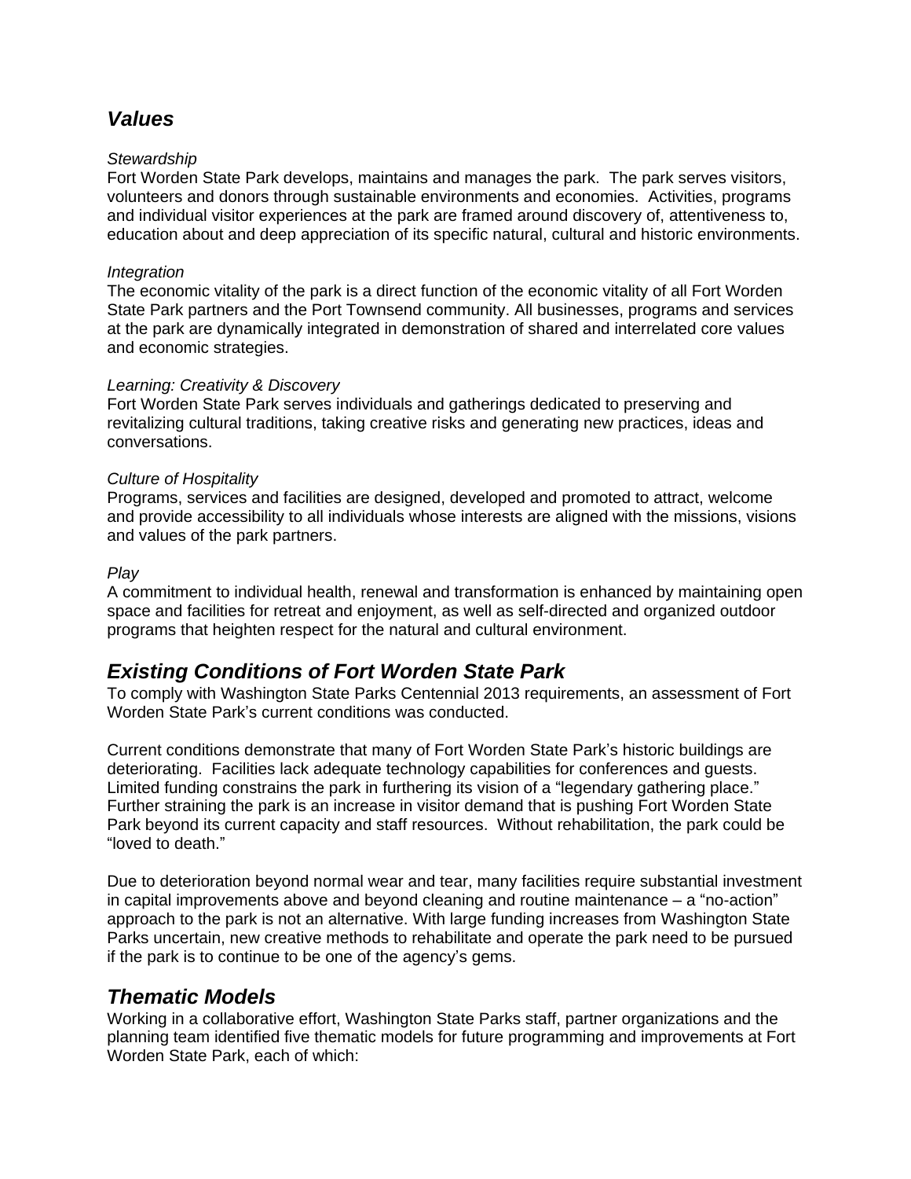## *Values*

*Stewardship*
Fort Worden State Park develops, maintains and manages the park. The park serves visitors, volunteers and donors through sustainable environments and economies. Activities, programs and individual visitor experiences at the park are framed around discovery of, attentiveness to, education about and deep appreciation of its specific natural, cultural and historic environments.

*Integration*
The economic vitality of the park is a direct function of the economic vitality of all Fort Worden State Park partners and the Port Townsend community. All businesses, programs and services at the park are dynamically integrated in demonstration of shared and interrelated core values and economic strategies.

*Learning: Creativity & Discovery*
Fort Worden State Park serves individuals and gatherings dedicated to preserving and revitalizing cultural traditions, taking creative risks and generating new practices, ideas and conversations.

*Culture of Hospitality*
Programs, services and facilities are designed, developed and promoted to attract, welcome and provide accessibility to all individuals whose interests are aligned with the missions, visions and values of the park partners.

*Play*
A commitment to individual health, renewal and transformation is enhanced by maintaining open space and facilities for retreat and enjoyment, as well as self-directed and organized outdoor programs that heighten respect for the natural and cultural environment.

## *Existing Conditions of Fort Worden State Park*

To comply with Washington State Parks Centennial 2013 requirements, an assessment of Fort Worden State Park's current conditions was conducted.

Current conditions demonstrate that many of Fort Worden State Park's historic buildings are deteriorating. Facilities lack adequate technology capabilities for conferences and guests. Limited funding constrains the park in furthering its vision of a "legendary gathering place." Further straining the park is an increase in visitor demand that is pushing Fort Worden State Park beyond its current capacity and staff resources. Without rehabilitation, the park could be "loved to death."

Due to deterioration beyond normal wear and tear, many facilities require substantial investment in capital improvements above and beyond cleaning and routine maintenance – a "no-action" approach to the park is not an alternative. With large funding increases from Washington State Parks uncertain, new creative methods to rehabilitate and operate the park need to be pursued if the park is to continue to be one of the agency's gems.

## *Thematic Models*

Working in a collaborative effort, Washington State Parks staff, partner organizations and the planning team identified five thematic models for future programming and improvements at Fort Worden State Park, each of which: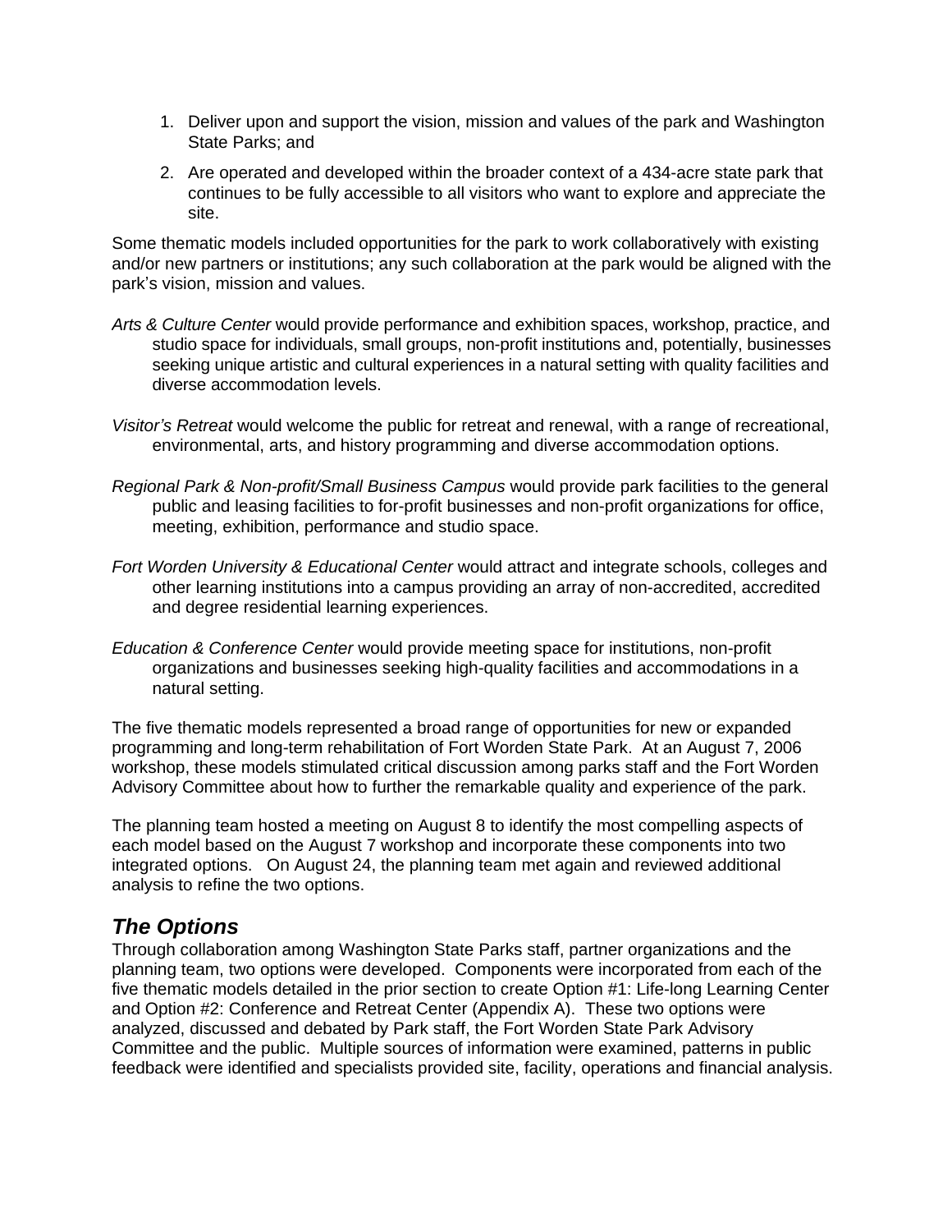1. Deliver upon and support the vision, mission and values of the park and Washington State Parks; and
2. Are operated and developed within the broader context of a 434-acre state park that continues to be fully accessible to all visitors who want to explore and appreciate the site.

Some thematic models included opportunities for the park to work collaboratively with existing and/or new partners or institutions; any such collaboration at the park would be aligned with the park's vision, mission and values.

*Arts & Culture Center* would provide performance and exhibition spaces, workshop, practice, and studio space for individuals, small groups, non-profit institutions and, potentially, businesses seeking unique artistic and cultural experiences in a natural setting with quality facilities and diverse accommodation levels.

*Visitor's Retreat* would welcome the public for retreat and renewal, with a range of recreational, environmental, arts, and history programming and diverse accommodation options.

*Regional Park & Non-profit/Small Business Campus* would provide park facilities to the general public and leasing facilities to for-profit businesses and non-profit organizations for office, meeting, exhibition, performance and studio space.

*Fort Worden University & Educational Center* would attract and integrate schools, colleges and other learning institutions into a campus providing an array of non-accredited, accredited and degree residential learning experiences.

*Education & Conference Center* would provide meeting space for institutions, non-profit organizations and businesses seeking high-quality facilities and accommodations in a natural setting.

The five thematic models represented a broad range of opportunities for new or expanded programming and long-term rehabilitation of Fort Worden State Park. At an August 7, 2006 workshop, these models stimulated critical discussion among parks staff and the Fort Worden Advisory Committee about how to further the remarkable quality and experience of the park.

The planning team hosted a meeting on August 8 to identify the most compelling aspects of each model based on the August 7 workshop and incorporate these components into two integrated options. On August 24, the planning team met again and reviewed additional analysis to refine the two options.

## *The Options*

Through collaboration among Washington State Parks staff, partner organizations and the planning team, two options were developed. Components were incorporated from each of the five thematic models detailed in the prior section to create Option #1: Life-long Learning Center and Option #2: Conference and Retreat Center (Appendix A). These two options were analyzed, discussed and debated by Park staff, the Fort Worden State Park Advisory Committee and the public. Multiple sources of information were examined, patterns in public feedback were identified and specialists provided site, facility, operations and financial analysis.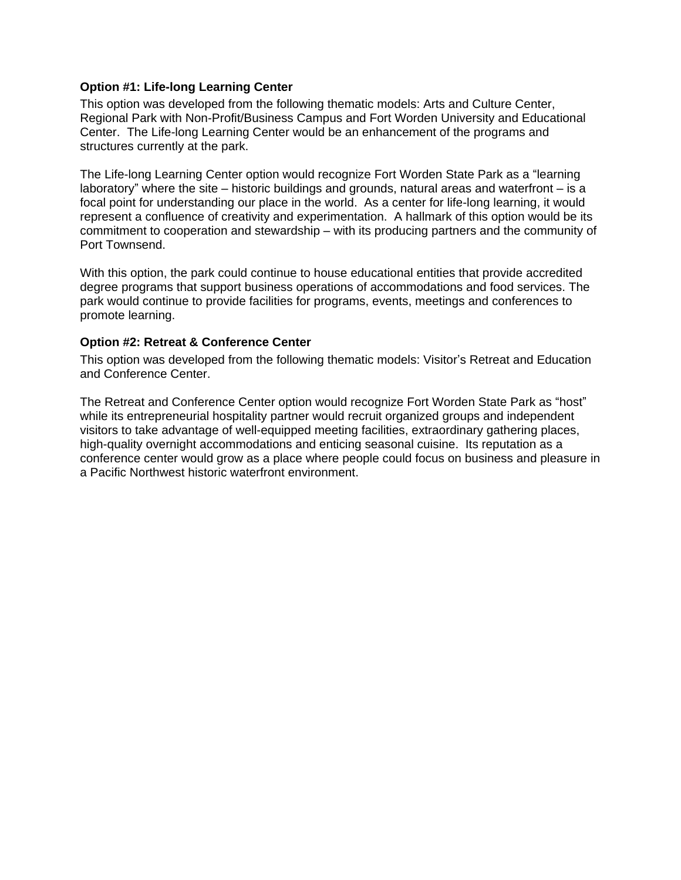**Option #1: Life-long Learning Center**

This option was developed from the following thematic models: Arts and Culture Center, Regional Park with Non-Profit/Business Campus and Fort Worden University and Educational Center. The Life-long Learning Center would be an enhancement of the programs and structures currently at the park.

The Life-long Learning Center option would recognize Fort Worden State Park as a "learning laboratory" where the site – historic buildings and grounds, natural areas and waterfront – is a focal point for understanding our place in the world. As a center for life-long learning, it would represent a confluence of creativity and experimentation. A hallmark of this option would be its commitment to cooperation and stewardship – with its producing partners and the community of Port Townsend.

With this option, the park could continue to house educational entities that provide accredited degree programs that support business operations of accommodations and food services. The park would continue to provide facilities for programs, events, meetings and conferences to promote learning.

**Option #2: Retreat & Conference Center**

This option was developed from the following thematic models: Visitor's Retreat and Education and Conference Center.

The Retreat and Conference Center option would recognize Fort Worden State Park as "host" while its entrepreneurial hospitality partner would recruit organized groups and independent visitors to take advantage of well-equipped meeting facilities, extraordinary gathering places, high-quality overnight accommodations and enticing seasonal cuisine. Its reputation as a conference center would grow as a place where people could focus on business and pleasure in a Pacific Northwest historic waterfront environment.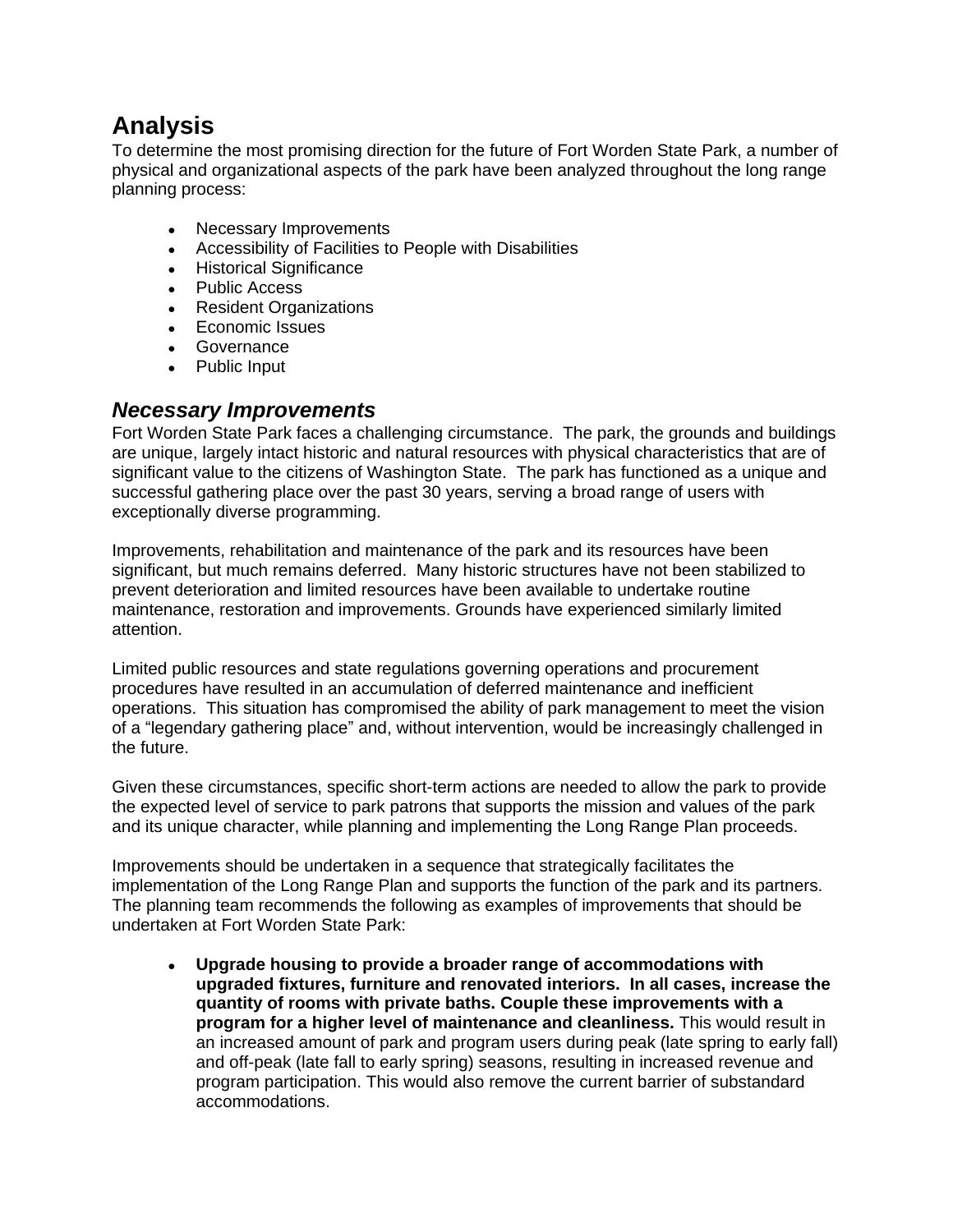# Analysis

To determine the most promising direction for the future of Fort Worden State Park, a number of physical and organizational aspects of the park have been analyzed throughout the long range planning process:

- Necessary Improvements
- Accessibility of Facilities to People with Disabilities
- Historical Significance
- Public Access
- Resident Organizations
- Economic Issues
- Governance
- Public Input

## *Necessary Improvements*

Fort Worden State Park faces a challenging circumstance. The park, the grounds and buildings are unique, largely intact historic and natural resources with physical characteristics that are of significant value to the citizens of Washington State. The park has functioned as a unique and successful gathering place over the past 30 years, serving a broad range of users with exceptionally diverse programming.

Improvements, rehabilitation and maintenance of the park and its resources have been significant, but much remains deferred. Many historic structures have not been stabilized to prevent deterioration and limited resources have been available to undertake routine maintenance, restoration and improvements. Grounds have experienced similarly limited attention.

Limited public resources and state regulations governing operations and procurement procedures have resulted in an accumulation of deferred maintenance and inefficient operations. This situation has compromised the ability of park management to meet the vision of a "legendary gathering place" and, without intervention, would be increasingly challenged in the future.

Given these circumstances, specific short-term actions are needed to allow the park to provide the expected level of service to park patrons that supports the mission and values of the park and its unique character, while planning and implementing the Long Range Plan proceeds.

Improvements should be undertaken in a sequence that strategically facilitates the implementation of the Long Range Plan and supports the function of the park and its partners. The planning team recommends the following as examples of improvements that should be undertaken at Fort Worden State Park:

- **Upgrade housing to provide a broader range of accommodations with upgraded fixtures, furniture and renovated interiors. In all cases, increase the quantity of rooms with private baths. Couple these improvements with a program for a higher level of maintenance and cleanliness.** This would result in an increased amount of park and program users during peak (late spring to early fall) and off-peak (late fall to early spring) seasons, resulting in increased revenue and program participation. This would also remove the current barrier of substandard accommodations.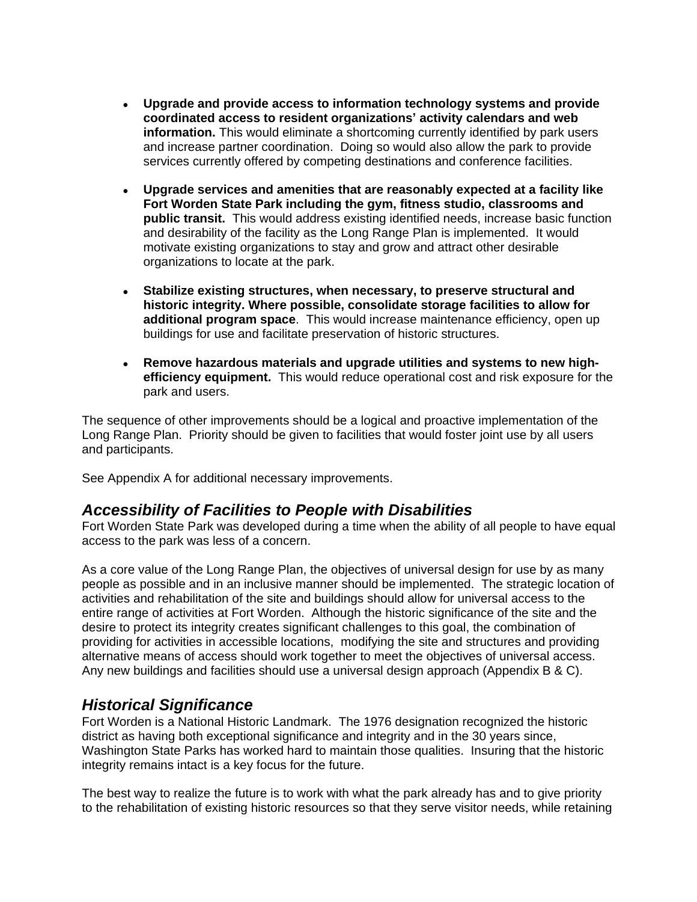- **Upgrade and provide access to information technology systems and provide coordinated access to resident organizations' activity calendars and web information.** This would eliminate a shortcoming currently identified by park users and increase partner coordination. Doing so would also allow the park to provide services currently offered by competing destinations and conference facilities.

- **Upgrade services and amenities that are reasonably expected at a facility like Fort Worden State Park including the gym, fitness studio, classrooms and public transit.** This would address existing identified needs, increase basic function and desirability of the facility as the Long Range Plan is implemented. It would motivate existing organizations to stay and grow and attract other desirable organizations to locate at the park.

- **Stabilize existing structures, when necessary, to preserve structural and historic integrity. Where possible, consolidate storage facilities to allow for additional program space**. This would increase maintenance efficiency, open up buildings for use and facilitate preservation of historic structures.

- **Remove hazardous materials and upgrade utilities and systems to new high-efficiency equipment.** This would reduce operational cost and risk exposure for the park and users.

The sequence of other improvements should be a logical and proactive implementation of the Long Range Plan. Priority should be given to facilities that would foster joint use by all users and participants.

See Appendix A for additional necessary improvements.

## *Accessibility of Facilities to People with Disabilities*

Fort Worden State Park was developed during a time when the ability of all people to have equal access to the park was less of a concern.

As a core value of the Long Range Plan, the objectives of universal design for use by as many people as possible and in an inclusive manner should be implemented. The strategic location of activities and rehabilitation of the site and buildings should allow for universal access to the entire range of activities at Fort Worden. Although the historic significance of the site and the desire to protect its integrity creates significant challenges to this goal, the combination of providing for activities in accessible locations, modifying the site and structures and providing alternative means of access should work together to meet the objectives of universal access. Any new buildings and facilities should use a universal design approach (Appendix B & C).

## *Historical Significance*

Fort Worden is a National Historic Landmark. The 1976 designation recognized the historic district as having both exceptional significance and integrity and in the 30 years since, Washington State Parks has worked hard to maintain those qualities. Insuring that the historic integrity remains intact is a key focus for the future.

The best way to realize the future is to work with what the park already has and to give priority to the rehabilitation of existing historic resources so that they serve visitor needs, while retaining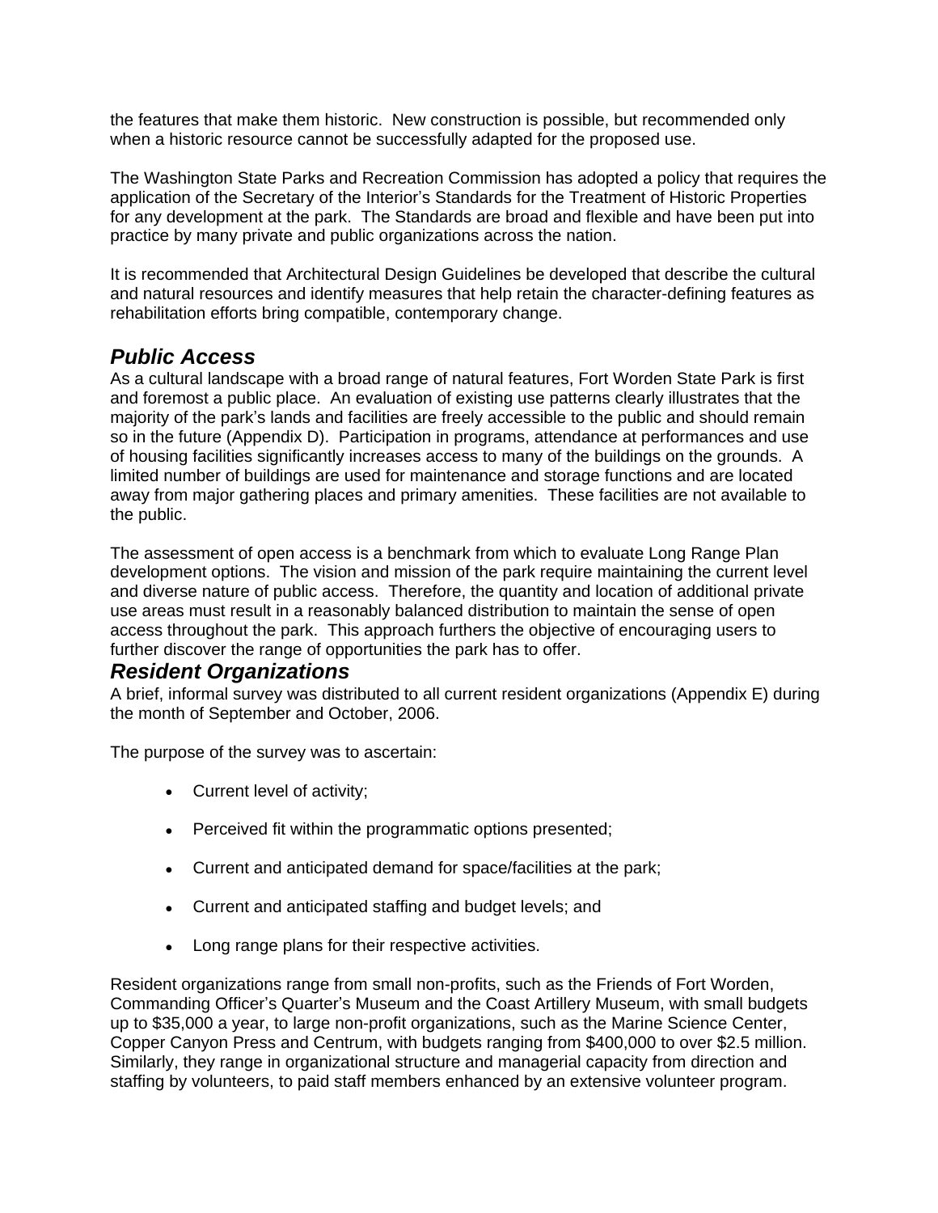the features that make them historic. New construction is possible, but recommended only when a historic resource cannot be successfully adapted for the proposed use.

The Washington State Parks and Recreation Commission has adopted a policy that requires the application of the Secretary of the Interior's Standards for the Treatment of Historic Properties for any development at the park. The Standards are broad and flexible and have been put into practice by many private and public organizations across the nation.

It is recommended that Architectural Design Guidelines be developed that describe the cultural and natural resources and identify measures that help retain the character-defining features as rehabilitation efforts bring compatible, contemporary change.

## *Public Access*

As a cultural landscape with a broad range of natural features, Fort Worden State Park is first and foremost a public place. An evaluation of existing use patterns clearly illustrates that the majority of the park's lands and facilities are freely accessible to the public and should remain so in the future (Appendix D). Participation in programs, attendance at performances and use of housing facilities significantly increases access to many of the buildings on the grounds. A limited number of buildings are used for maintenance and storage functions and are located away from major gathering places and primary amenities. These facilities are not available to the public.

The assessment of open access is a benchmark from which to evaluate Long Range Plan development options. The vision and mission of the park require maintaining the current level and diverse nature of public access. Therefore, the quantity and location of additional private use areas must result in a reasonably balanced distribution to maintain the sense of open access throughout the park. This approach furthers the objective of encouraging users to further discover the range of opportunities the park has to offer.

## *Resident Organizations*

A brief, informal survey was distributed to all current resident organizations (Appendix E) during the month of September and October, 2006.

The purpose of the survey was to ascertain:

- Current level of activity;
- Perceived fit within the programmatic options presented;
- Current and anticipated demand for space/facilities at the park;
- Current and anticipated staffing and budget levels; and
- Long range plans for their respective activities.

Resident organizations range from small non-profits, such as the Friends of Fort Worden, Commanding Officer's Quarter's Museum and the Coast Artillery Museum, with small budgets up to $35,000 a year, to large non-profit organizations, such as the Marine Science Center, Copper Canyon Press and Centrum, with budgets ranging from $400,000 to over $2.5 million. Similarly, they range in organizational structure and managerial capacity from direction and staffing by volunteers, to paid staff members enhanced by an extensive volunteer program.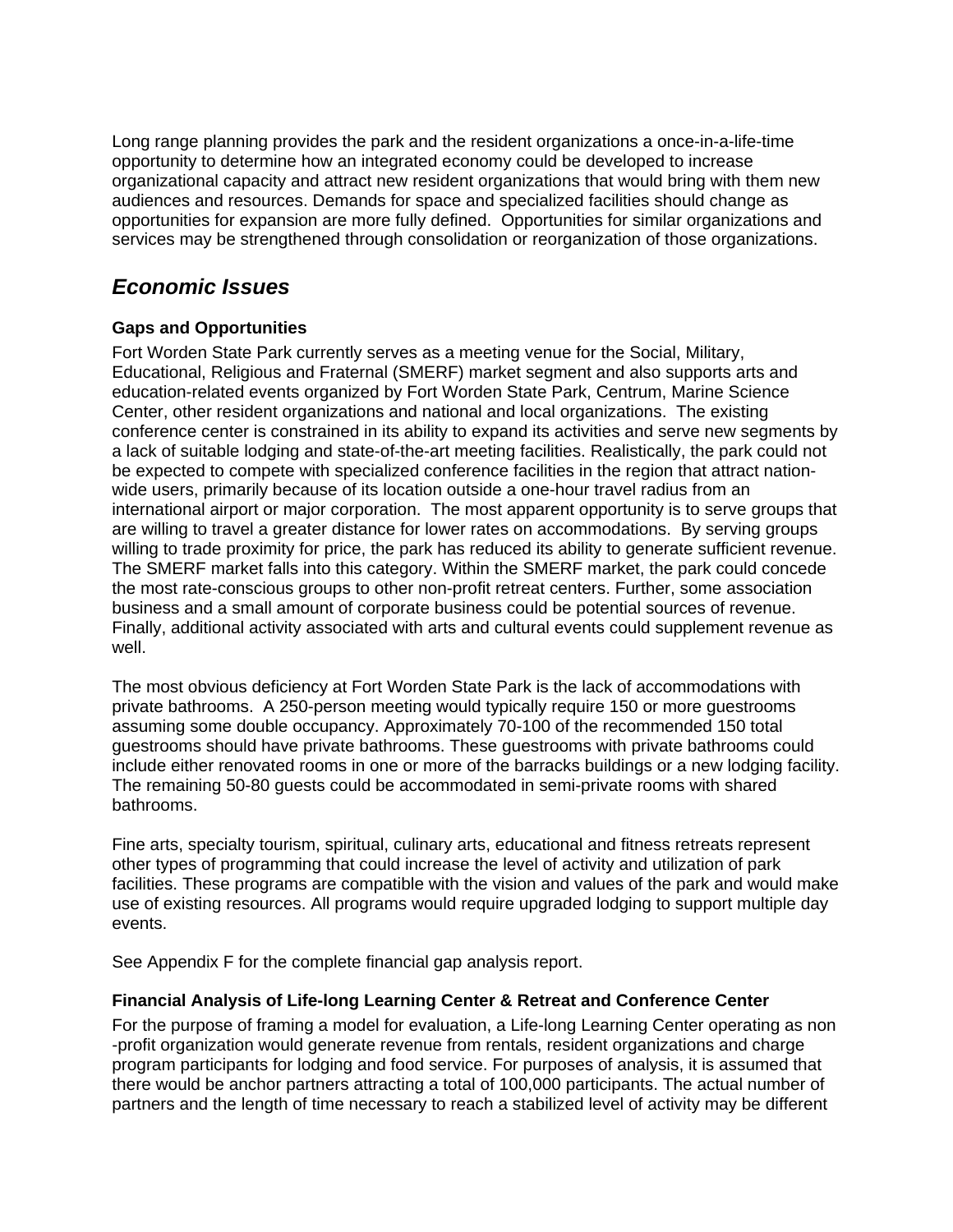Long range planning provides the park and the resident organizations a once-in-a-life-time opportunity to determine how an integrated economy could be developed to increase organizational capacity and attract new resident organizations that would bring with them new audiences and resources. Demands for space and specialized facilities should change as opportunities for expansion are more fully defined. Opportunities for similar organizations and services may be strengthened through consolidation or reorganization of those organizations.

## *Economic Issues*

### Gaps and Opportunities

Fort Worden State Park currently serves as a meeting venue for the Social, Military, Educational, Religious and Fraternal (SMERF) market segment and also supports arts and education-related events organized by Fort Worden State Park, Centrum, Marine Science Center, other resident organizations and national and local organizations. The existing conference center is constrained in its ability to expand its activities and serve new segments by a lack of suitable lodging and state-of-the-art meeting facilities. Realistically, the park could not be expected to compete with specialized conference facilities in the region that attract nation-wide users, primarily because of its location outside a one-hour travel radius from an international airport or major corporation. The most apparent opportunity is to serve groups that are willing to travel a greater distance for lower rates on accommodations. By serving groups willing to trade proximity for price, the park has reduced its ability to generate sufficient revenue. The SMERF market falls into this category. Within the SMERF market, the park could concede the most rate-conscious groups to other non-profit retreat centers. Further, some association business and a small amount of corporate business could be potential sources of revenue. Finally, additional activity associated with arts and cultural events could supplement revenue as well.

The most obvious deficiency at Fort Worden State Park is the lack of accommodations with private bathrooms. A 250-person meeting would typically require 150 or more guestrooms assuming some double occupancy. Approximately 70-100 of the recommended 150 total guestrooms should have private bathrooms. These guestrooms with private bathrooms could include either renovated rooms in one or more of the barracks buildings or a new lodging facility. The remaining 50-80 guests could be accommodated in semi-private rooms with shared bathrooms.

Fine arts, specialty tourism, spiritual, culinary arts, educational and fitness retreats represent other types of programming that could increase the level of activity and utilization of park facilities. These programs are compatible with the vision and values of the park and would make use of existing resources. All programs would require upgraded lodging to support multiple day events.

See Appendix F for the complete financial gap analysis report.

### Financial Analysis of Life-long Learning Center & Retreat and Conference Center

For the purpose of framing a model for evaluation, a Life-long Learning Center operating as non-profit organization would generate revenue from rentals, resident organizations and charge program participants for lodging and food service. For purposes of analysis, it is assumed that there would be anchor partners attracting a total of 100,000 participants. The actual number of partners and the length of time necessary to reach a stabilized level of activity may be different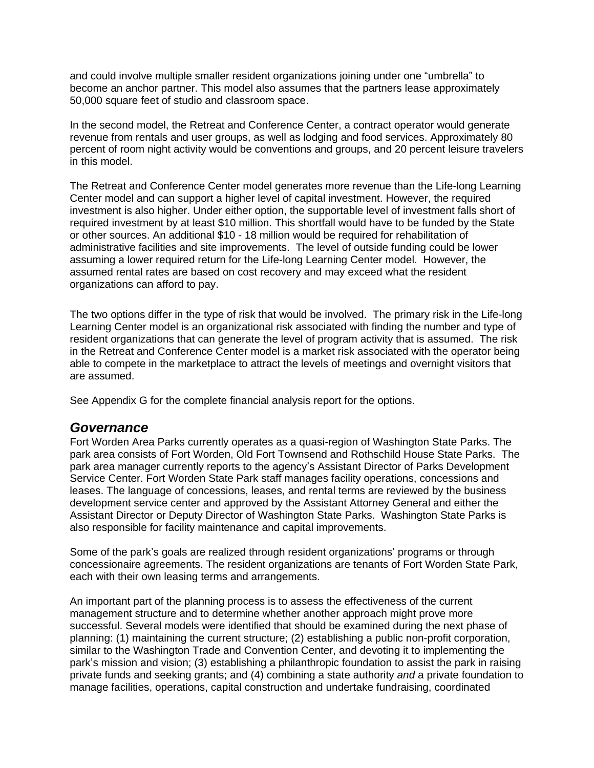and could involve multiple smaller resident organizations joining under one "umbrella" to become an anchor partner. This model also assumes that the partners lease approximately 50,000 square feet of studio and classroom space.

In the second model, the Retreat and Conference Center, a contract operator would generate revenue from rentals and user groups, as well as lodging and food services. Approximately 80 percent of room night activity would be conventions and groups, and 20 percent leisure travelers in this model.

The Retreat and Conference Center model generates more revenue than the Life-long Learning Center model and can support a higher level of capital investment. However, the required investment is also higher. Under either option, the supportable level of investment falls short of required investment by at least $10 million. This shortfall would have to be funded by the State or other sources. An additional $10 - 18 million would be required for rehabilitation of administrative facilities and site improvements. The level of outside funding could be lower assuming a lower required return for the Life-long Learning Center model. However, the assumed rental rates are based on cost recovery and may exceed what the resident organizations can afford to pay.

The two options differ in the type of risk that would be involved. The primary risk in the Life-long Learning Center model is an organizational risk associated with finding the number and type of resident organizations that can generate the level of program activity that is assumed. The risk in the Retreat and Conference Center model is a market risk associated with the operator being able to compete in the marketplace to attract the levels of meetings and overnight visitors that are assumed.

See Appendix G for the complete financial analysis report for the options.

## *Governance*

Fort Worden Area Parks currently operates as a quasi-region of Washington State Parks. The park area consists of Fort Worden, Old Fort Townsend and Rothschild House State Parks. The park area manager currently reports to the agency's Assistant Director of Parks Development Service Center. Fort Worden State Park staff manages facility operations, concessions and leases. The language of concessions, leases, and rental terms are reviewed by the business development service center and approved by the Assistant Attorney General and either the Assistant Director or Deputy Director of Washington State Parks. Washington State Parks is also responsible for facility maintenance and capital improvements.

Some of the park's goals are realized through resident organizations' programs or through concessionaire agreements. The resident organizations are tenants of Fort Worden State Park, each with their own leasing terms and arrangements.

An important part of the planning process is to assess the effectiveness of the current management structure and to determine whether another approach might prove more successful. Several models were identified that should be examined during the next phase of planning: (1) maintaining the current structure; (2) establishing a public non-profit corporation, similar to the Washington Trade and Convention Center, and devoting it to implementing the park's mission and vision; (3) establishing a philanthropic foundation to assist the park in raising private funds and seeking grants; and (4) combining a state authority *and* a private foundation to manage facilities, operations, capital construction and undertake fundraising, coordinated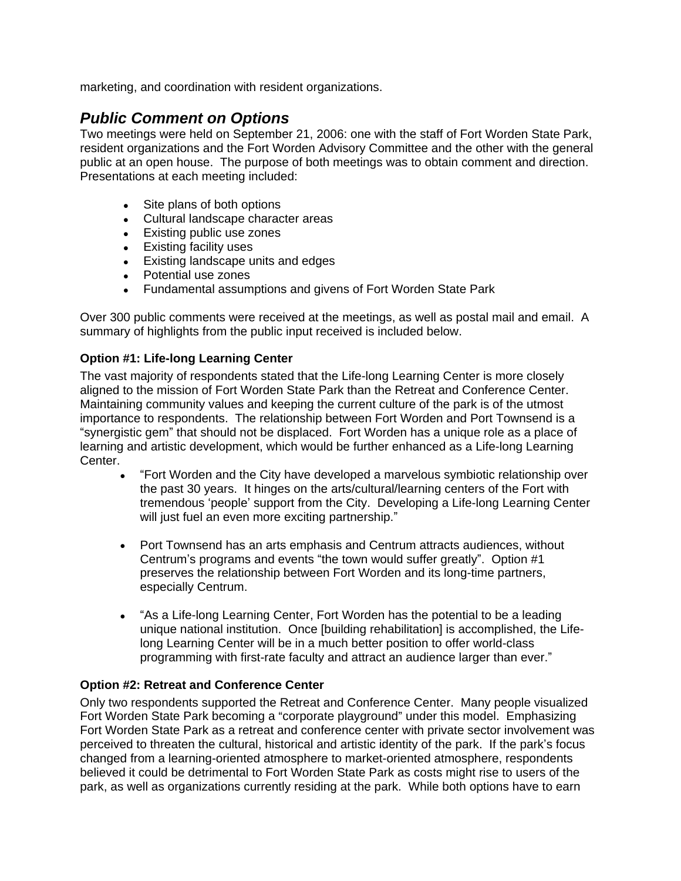marketing, and coordination with resident organizations.

## *Public Comment on Options*

Two meetings were held on September 21, 2006: one with the staff of Fort Worden State Park, resident organizations and the Fort Worden Advisory Committee and the other with the general public at an open house. The purpose of both meetings was to obtain comment and direction. Presentations at each meeting included:

- Site plans of both options
- Cultural landscape character areas
- Existing public use zones
- Existing facility uses
- Existing landscape units and edges
- Potential use zones
- Fundamental assumptions and givens of Fort Worden State Park

Over 300 public comments were received at the meetings, as well as postal mail and email. A summary of highlights from the public input received is included below.

**Option #1: Life-long Learning Center**

The vast majority of respondents stated that the Life-long Learning Center is more closely aligned to the mission of Fort Worden State Park than the Retreat and Conference Center. Maintaining community values and keeping the current culture of the park is of the utmost importance to respondents. The relationship between Fort Worden and Port Townsend is a "synergistic gem" that should not be displaced. Fort Worden has a unique role as a place of learning and artistic development, which would be further enhanced as a Life-long Learning Center.

- "Fort Worden and the City have developed a marvelous symbiotic relationship over the past 30 years. It hinges on the arts/cultural/learning centers of the Fort with tremendous 'people' support from the City. Developing a Life-long Learning Center will just fuel an even more exciting partnership."

- Port Townsend has an arts emphasis and Centrum attracts audiences, without Centrum's programs and events "the town would suffer greatly". Option #1 preserves the relationship between Fort Worden and its long-time partners, especially Centrum.

- "As a Life-long Learning Center, Fort Worden has the potential to be a leading unique national institution. Once [building rehabilitation] is accomplished, the Life-long Learning Center will be in a much better position to offer world-class programming with first-rate faculty and attract an audience larger than ever."

**Option #2: Retreat and Conference Center**

Only two respondents supported the Retreat and Conference Center. Many people visualized Fort Worden State Park becoming a "corporate playground" under this model. Emphasizing Fort Worden State Park as a retreat and conference center with private sector involvement was perceived to threaten the cultural, historical and artistic identity of the park. If the park's focus changed from a learning-oriented atmosphere to market-oriented atmosphere, respondents believed it could be detrimental to Fort Worden State Park as costs might rise to users of the park, as well as organizations currently residing at the park. While both options have to earn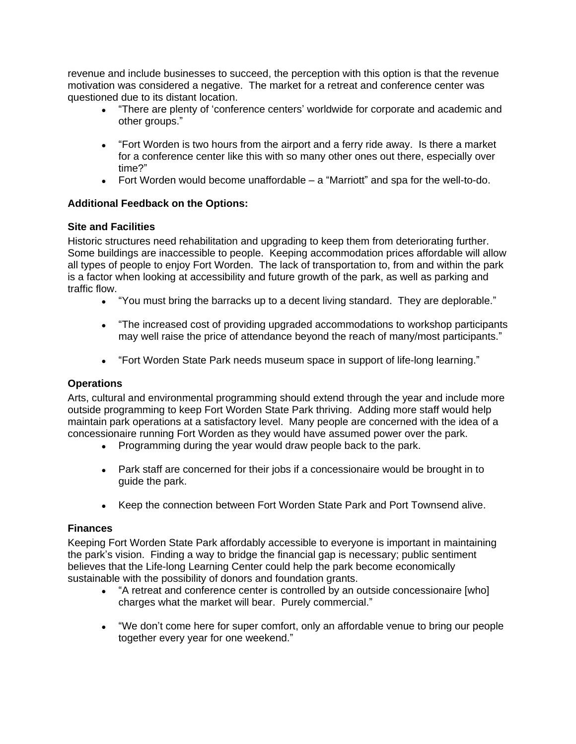revenue and include businesses to succeed, the perception with this option is that the revenue motivation was considered a negative. The market for a retreat and conference center was questioned due to its distant location.

- “There are plenty of ‘conference centers’ worldwide for corporate and academic and other groups.”
- “Fort Worden is two hours from the airport and a ferry ride away. Is there a market for a conference center like this with so many other ones out there, especially over time?”
- Fort Worden would become unaffordable – a “Marriott” and spa for the well-to-do.

**Additional Feedback on the Options:**

**Site and Facilities**

Historic structures need rehabilitation and upgrading to keep them from deteriorating further. Some buildings are inaccessible to people. Keeping accommodation prices affordable will allow all types of people to enjoy Fort Worden. The lack of transportation to, from and within the park is a factor when looking at accessibility and future growth of the park, as well as parking and traffic flow.

- “You must bring the barracks up to a decent living standard. They are deplorable.”
- “The increased cost of providing upgraded accommodations to workshop participants may well raise the price of attendance beyond the reach of many/most participants.”
- “Fort Worden State Park needs museum space in support of life-long learning.”

**Operations**

Arts, cultural and environmental programming should extend through the year and include more outside programming to keep Fort Worden State Park thriving. Adding more staff would help maintain park operations at a satisfactory level. Many people are concerned with the idea of a concessionaire running Fort Worden as they would have assumed power over the park.

- Programming during the year would draw people back to the park.
- Park staff are concerned for their jobs if a concessionaire would be brought in to guide the park.
- Keep the connection between Fort Worden State Park and Port Townsend alive.

**Finances**

Keeping Fort Worden State Park affordably accessible to everyone is important in maintaining the park’s vision. Finding a way to bridge the financial gap is necessary; public sentiment believes that the Life-long Learning Center could help the park become economically sustainable with the possibility of donors and foundation grants.

- “A retreat and conference center is controlled by an outside concessionaire [who] charges what the market will bear. Purely commercial.”
- “We don’t come here for super comfort, only an affordable venue to bring our people together every year for one weekend.”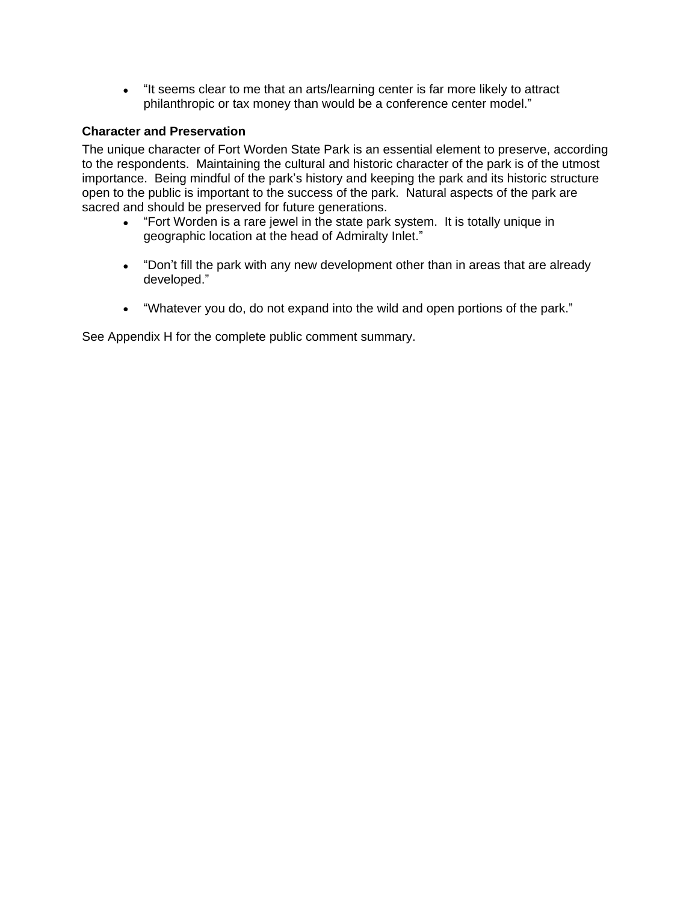- "It seems clear to me that an arts/learning center is far more likely to attract philanthropic or tax money than would be a conference center model."

**Character and Preservation**

The unique character of Fort Worden State Park is an essential element to preserve, according to the respondents. Maintaining the cultural and historic character of the park is of the utmost importance. Being mindful of the park's history and keeping the park and its historic structure open to the public is important to the success of the park. Natural aspects of the park are sacred and should be preserved for future generations.

- "Fort Worden is a rare jewel in the state park system. It is totally unique in geographic location at the head of Admiralty Inlet."
- "Don't fill the park with any new development other than in areas that are already developed."
- "Whatever you do, do not expand into the wild and open portions of the park."

See Appendix H for the complete public comment summary.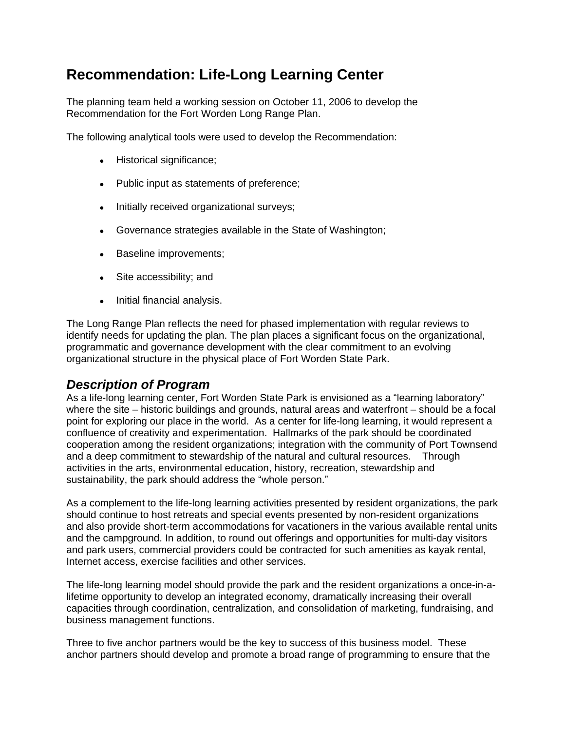# Recommendation: Life-Long Learning Center

The planning team held a working session on October 11, 2006 to develop the Recommendation for the Fort Worden Long Range Plan.

The following analytical tools were used to develop the Recommendation:

- Historical significance;
- Public input as statements of preference;
- Initially received organizational surveys;
- Governance strategies available in the State of Washington;
- Baseline improvements;
- Site accessibility; and
- Initial financial analysis.

The Long Range Plan reflects the need for phased implementation with regular reviews to identify needs for updating the plan. The plan places a significant focus on the organizational, programmatic and governance development with the clear commitment to an evolving organizational structure in the physical place of Fort Worden State Park.

## *Description of Program*

As a life-long learning center, Fort Worden State Park is envisioned as a "learning laboratory" where the site – historic buildings and grounds, natural areas and waterfront – should be a focal point for exploring our place in the world. As a center for life-long learning, it would represent a confluence of creativity and experimentation. Hallmarks of the park should be coordinated cooperation among the resident organizations; integration with the community of Port Townsend and a deep commitment to stewardship of the natural and cultural resources. Through activities in the arts, environmental education, history, recreation, stewardship and sustainability, the park should address the "whole person."

As a complement to the life-long learning activities presented by resident organizations, the park should continue to host retreats and special events presented by non-resident organizations and also provide short-term accommodations for vacationers in the various available rental units and the campground. In addition, to round out offerings and opportunities for multi-day visitors and park users, commercial providers could be contracted for such amenities as kayak rental, Internet access, exercise facilities and other services.

The life-long learning model should provide the park and the resident organizations a once-in-a-lifetime opportunity to develop an integrated economy, dramatically increasing their overall capacities through coordination, centralization, and consolidation of marketing, fundraising, and business management functions.

Three to five anchor partners would be the key to success of this business model. These anchor partners should develop and promote a broad range of programming to ensure that the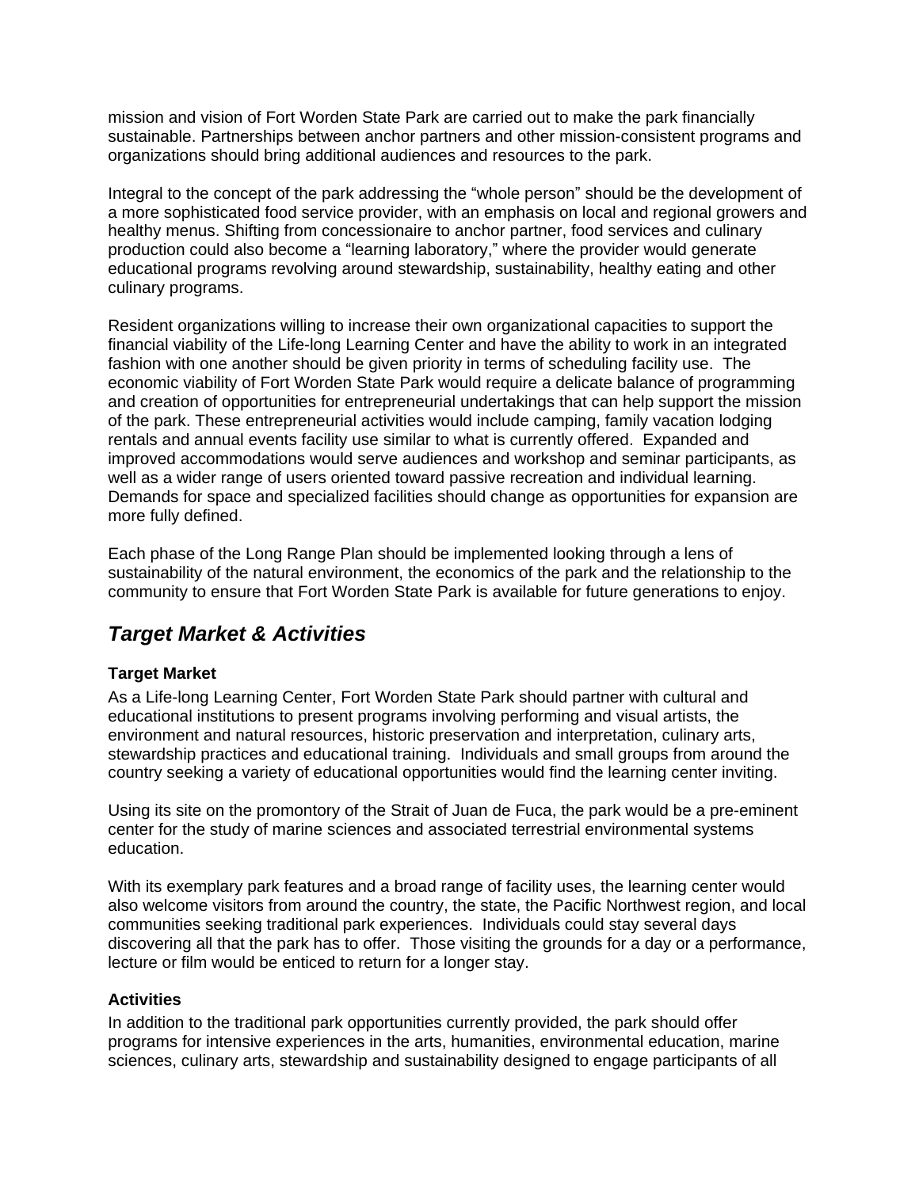mission and vision of Fort Worden State Park are carried out to make the park financially sustainable. Partnerships between anchor partners and other mission-consistent programs and organizations should bring additional audiences and resources to the park.

Integral to the concept of the park addressing the "whole person" should be the development of a more sophisticated food service provider, with an emphasis on local and regional growers and healthy menus. Shifting from concessionaire to anchor partner, food services and culinary production could also become a "learning laboratory," where the provider would generate educational programs revolving around stewardship, sustainability, healthy eating and other culinary programs.

Resident organizations willing to increase their own organizational capacities to support the financial viability of the Life-long Learning Center and have the ability to work in an integrated fashion with one another should be given priority in terms of scheduling facility use. The economic viability of Fort Worden State Park would require a delicate balance of programming and creation of opportunities for entrepreneurial undertakings that can help support the mission of the park. These entrepreneurial activities would include camping, family vacation lodging rentals and annual events facility use similar to what is currently offered. Expanded and improved accommodations would serve audiences and workshop and seminar participants, as well as a wider range of users oriented toward passive recreation and individual learning. Demands for space and specialized facilities should change as opportunities for expansion are more fully defined.

Each phase of the Long Range Plan should be implemented looking through a lens of sustainability of the natural environment, the economics of the park and the relationship to the community to ensure that Fort Worden State Park is available for future generations to enjoy.

## *Target Market & Activities*

### Target Market

As a Life-long Learning Center, Fort Worden State Park should partner with cultural and educational institutions to present programs involving performing and visual artists, the environment and natural resources, historic preservation and interpretation, culinary arts, stewardship practices and educational training. Individuals and small groups from around the country seeking a variety of educational opportunities would find the learning center inviting.

Using its site on the promontory of the Strait of Juan de Fuca, the park would be a pre-eminent center for the study of marine sciences and associated terrestrial environmental systems education.

With its exemplary park features and a broad range of facility uses, the learning center would also welcome visitors from around the country, the state, the Pacific Northwest region, and local communities seeking traditional park experiences. Individuals could stay several days discovering all that the park has to offer. Those visiting the grounds for a day or a performance, lecture or film would be enticed to return for a longer stay.

### Activities

In addition to the traditional park opportunities currently provided, the park should offer programs for intensive experiences in the arts, humanities, environmental education, marine sciences, culinary arts, stewardship and sustainability designed to engage participants of all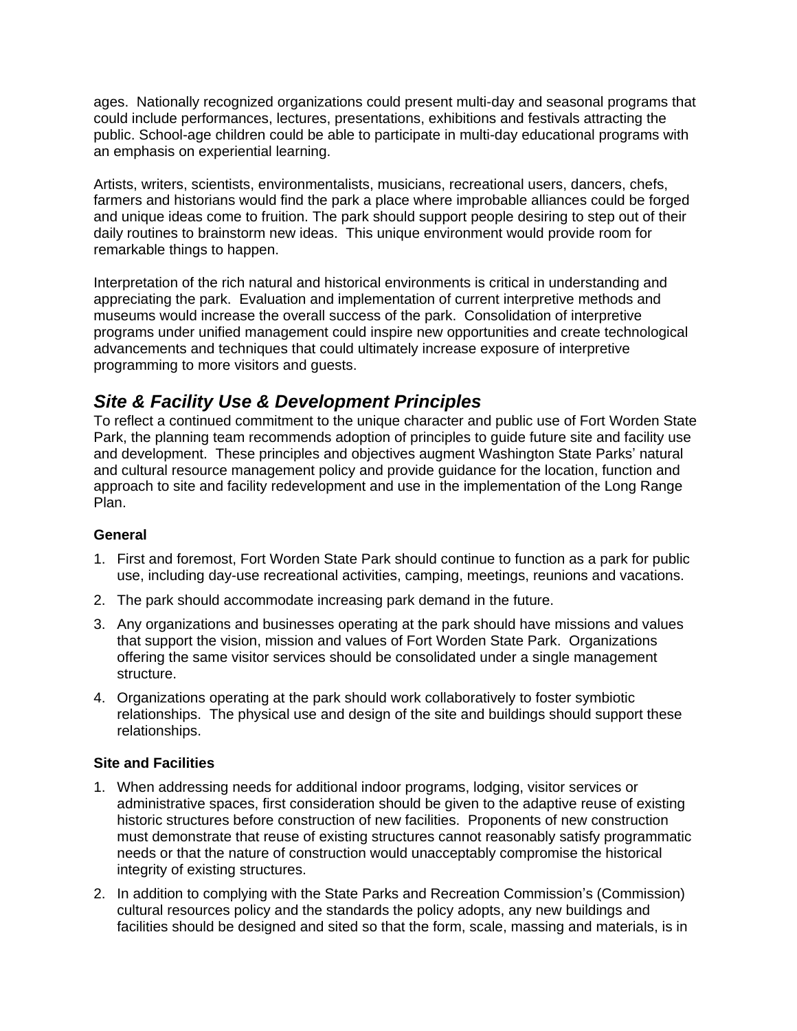ages. Nationally recognized organizations could present multi-day and seasonal programs that could include performances, lectures, presentations, exhibitions and festivals attracting the public. School-age children could be able to participate in multi-day educational programs with an emphasis on experiential learning.

Artists, writers, scientists, environmentalists, musicians, recreational users, dancers, chefs, farmers and historians would find the park a place where improbable alliances could be forged and unique ideas come to fruition. The park should support people desiring to step out of their daily routines to brainstorm new ideas. This unique environment would provide room for remarkable things to happen.

Interpretation of the rich natural and historical environments is critical in understanding and appreciating the park. Evaluation and implementation of current interpretive methods and museums would increase the overall success of the park. Consolidation of interpretive programs under unified management could inspire new opportunities and create technological advancements and techniques that could ultimately increase exposure of interpretive programming to more visitors and guests.

## *Site & Facility Use & Development Principles*

To reflect a continued commitment to the unique character and public use of Fort Worden State Park, the planning team recommends adoption of principles to guide future site and facility use and development. These principles and objectives augment Washington State Parks' natural and cultural resource management policy and provide guidance for the location, function and approach to site and facility redevelopment and use in the implementation of the Long Range Plan.

**General**

1. First and foremost, Fort Worden State Park should continue to function as a park for public use, including day-use recreational activities, camping, meetings, reunions and vacations.
2. The park should accommodate increasing park demand in the future.
3. Any organizations and businesses operating at the park should have missions and values that support the vision, mission and values of Fort Worden State Park. Organizations offering the same visitor services should be consolidated under a single management structure.
4. Organizations operating at the park should work collaboratively to foster symbiotic relationships. The physical use and design of the site and buildings should support these relationships.

**Site and Facilities**

1. When addressing needs for additional indoor programs, lodging, visitor services or administrative spaces, first consideration should be given to the adaptive reuse of existing historic structures before construction of new facilities. Proponents of new construction must demonstrate that reuse of existing structures cannot reasonably satisfy programmatic needs or that the nature of construction would unacceptably compromise the historical integrity of existing structures.
2. In addition to complying with the State Parks and Recreation Commission's (Commission) cultural resources policy and the standards the policy adopts, any new buildings and facilities should be designed and sited so that the form, scale, massing and materials, is in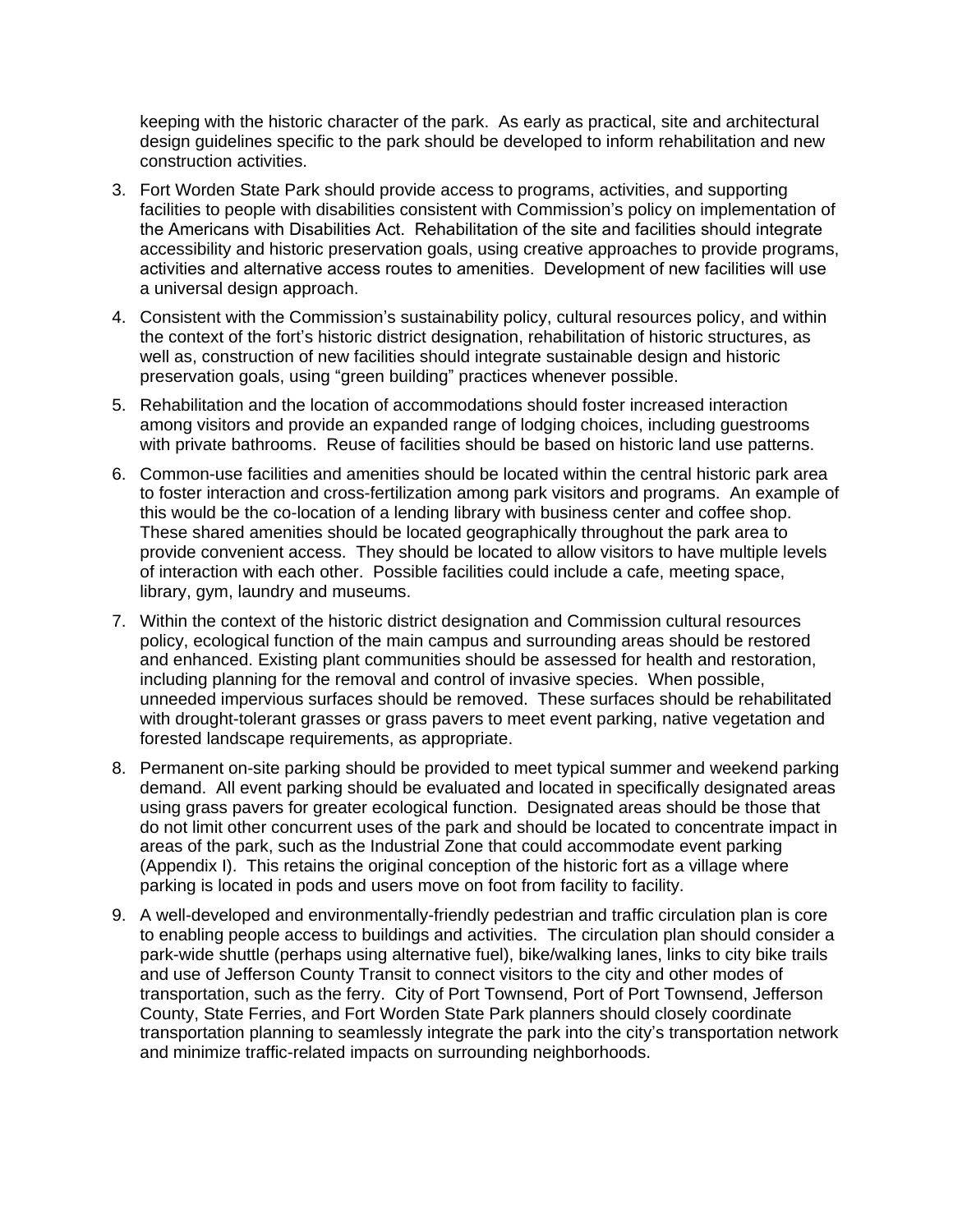keeping with the historic character of the park. As early as practical, site and architectural design guidelines specific to the park should be developed to inform rehabilitation and new construction activities.

3. Fort Worden State Park should provide access to programs, activities, and supporting facilities to people with disabilities consistent with Commission's policy on implementation of the Americans with Disabilities Act. Rehabilitation of the site and facilities should integrate accessibility and historic preservation goals, using creative approaches to provide programs, activities and alternative access routes to amenities. Development of new facilities will use a universal design approach.

4. Consistent with the Commission's sustainability policy, cultural resources policy, and within the context of the fort's historic district designation, rehabilitation of historic structures, as well as, construction of new facilities should integrate sustainable design and historic preservation goals, using "green building" practices whenever possible.

5. Rehabilitation and the location of accommodations should foster increased interaction among visitors and provide an expanded range of lodging choices, including guestrooms with private bathrooms. Reuse of facilities should be based on historic land use patterns.

6. Common-use facilities and amenities should be located within the central historic park area to foster interaction and cross-fertilization among park visitors and programs. An example of this would be the co-location of a lending library with business center and coffee shop. These shared amenities should be located geographically throughout the park area to provide convenient access. They should be located to allow visitors to have multiple levels of interaction with each other. Possible facilities could include a cafe, meeting space, library, gym, laundry and museums.

7. Within the context of the historic district designation and Commission cultural resources policy, ecological function of the main campus and surrounding areas should be restored and enhanced. Existing plant communities should be assessed for health and restoration, including planning for the removal and control of invasive species. When possible, unneeded impervious surfaces should be removed. These surfaces should be rehabilitated with drought-tolerant grasses or grass pavers to meet event parking, native vegetation and forested landscape requirements, as appropriate.

8. Permanent on-site parking should be provided to meet typical summer and weekend parking demand. All event parking should be evaluated and located in specifically designated areas using grass pavers for greater ecological function. Designated areas should be those that do not limit other concurrent uses of the park and should be located to concentrate impact in areas of the park, such as the Industrial Zone that could accommodate event parking (Appendix I). This retains the original conception of the historic fort as a village where parking is located in pods and users move on foot from facility to facility.

9. A well-developed and environmentally-friendly pedestrian and traffic circulation plan is core to enabling people access to buildings and activities. The circulation plan should consider a park-wide shuttle (perhaps using alternative fuel), bike/walking lanes, links to city bike trails and use of Jefferson County Transit to connect visitors to the city and other modes of transportation, such as the ferry. City of Port Townsend, Port of Port Townsend, Jefferson County, State Ferries, and Fort Worden State Park planners should closely coordinate transportation planning to seamlessly integrate the park into the city's transportation network and minimize traffic-related impacts on surrounding neighborhoods.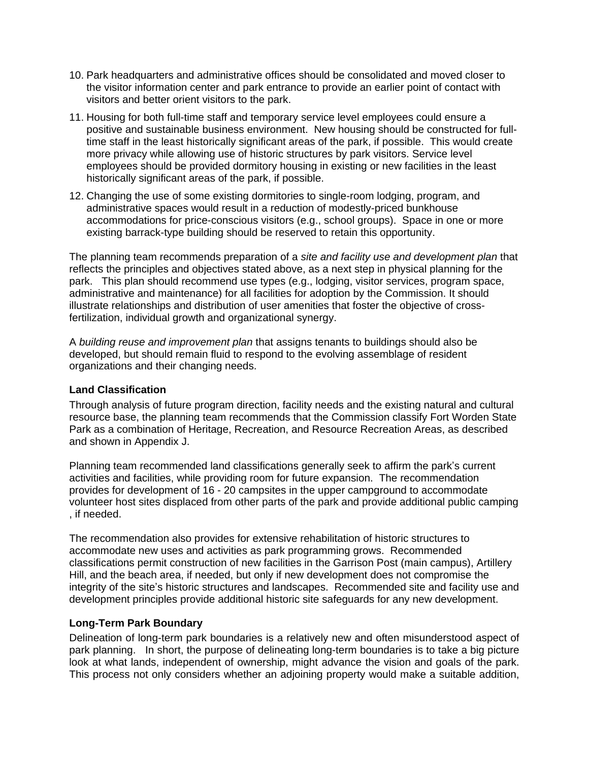10. Park headquarters and administrative offices should be consolidated and moved closer to the visitor information center and park entrance to provide an earlier point of contact with visitors and better orient visitors to the park.

11. Housing for both full-time staff and temporary service level employees could ensure a positive and sustainable business environment. New housing should be constructed for full-time staff in the least historically significant areas of the park, if possible. This would create more privacy while allowing use of historic structures by park visitors. Service level employees should be provided dormitory housing in existing or new facilities in the least historically significant areas of the park, if possible.

12. Changing the use of some existing dormitories to single-room lodging, program, and administrative spaces would result in a reduction of modestly-priced bunkhouse accommodations for price-conscious visitors (e.g., school groups). Space in one or more existing barrack-type building should be reserved to retain this opportunity.

The planning team recommends preparation of a *site and facility use and development plan* that reflects the principles and objectives stated above, as a next step in physical planning for the park. This plan should recommend use types (e.g., lodging, visitor services, program space, administrative and maintenance) for all facilities for adoption by the Commission. It should illustrate relationships and distribution of user amenities that foster the objective of cross-fertilization, individual growth and organizational synergy.

A *building reuse and improvement plan* that assigns tenants to buildings should also be developed, but should remain fluid to respond to the evolving assemblage of resident organizations and their changing needs.

**Land Classification**

Through analysis of future program direction, facility needs and the existing natural and cultural resource base, the planning team recommends that the Commission classify Fort Worden State Park as a combination of Heritage, Recreation, and Resource Recreation Areas, as described and shown in Appendix J.

Planning team recommended land classifications generally seek to affirm the park's current activities and facilities, while providing room for future expansion. The recommendation provides for development of 16 - 20 campsites in the upper campground to accommodate volunteer host sites displaced from other parts of the park and provide additional public camping , if needed.

The recommendation also provides for extensive rehabilitation of historic structures to accommodate new uses and activities as park programming grows. Recommended classifications permit construction of new facilities in the Garrison Post (main campus), Artillery Hill, and the beach area, if needed, but only if new development does not compromise the integrity of the site's historic structures and landscapes. Recommended site and facility use and development principles provide additional historic site safeguards for any new development.

**Long-Term Park Boundary**

Delineation of long-term park boundaries is a relatively new and often misunderstood aspect of park planning. In short, the purpose of delineating long-term boundaries is to take a big picture look at what lands, independent of ownership, might advance the vision and goals of the park. This process not only considers whether an adjoining property would make a suitable addition,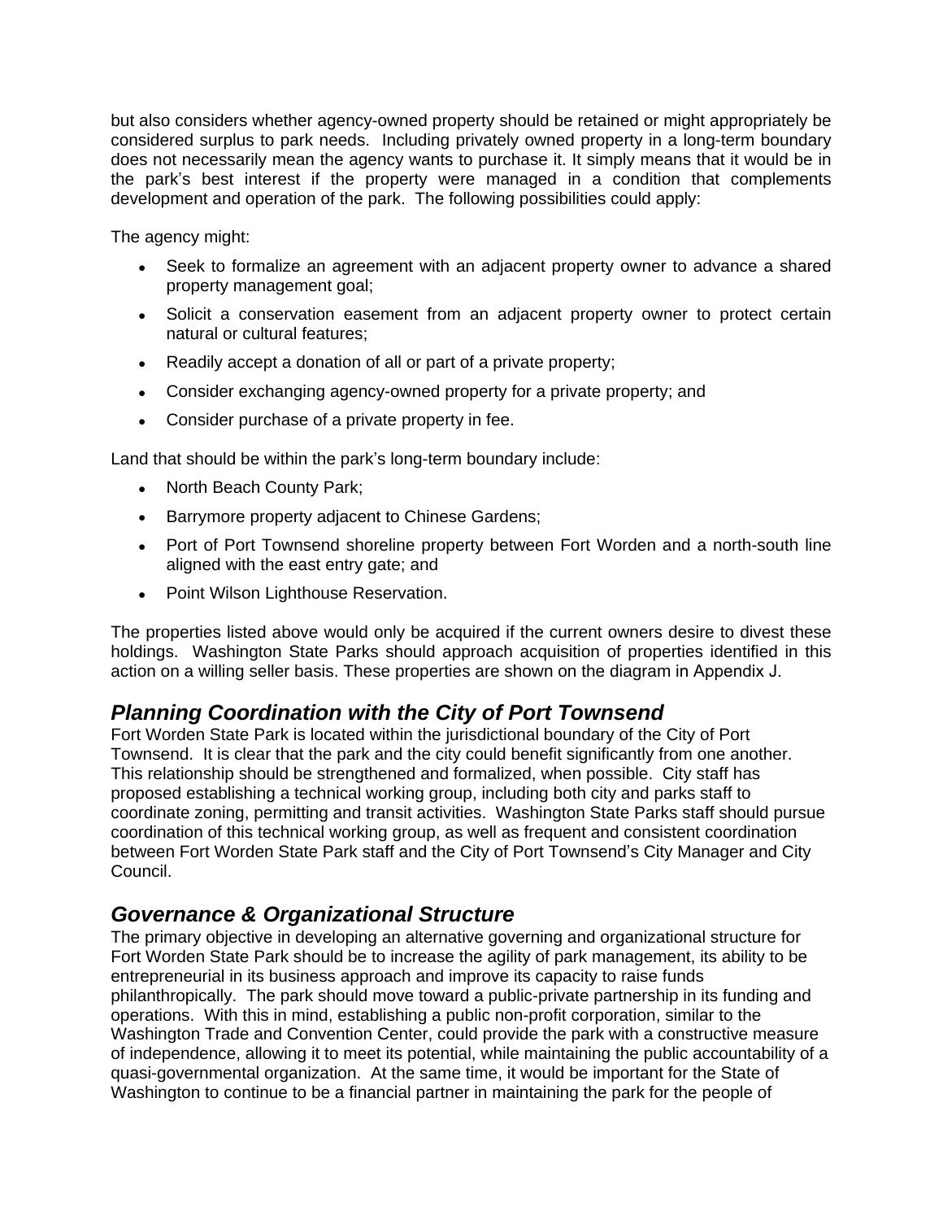but also considers whether agency-owned property should be retained or might appropriately be considered surplus to park needs. Including privately owned property in a long-term boundary does not necessarily mean the agency wants to purchase it. It simply means that it would be in the park's best interest if the property were managed in a condition that complements development and operation of the park. The following possibilities could apply:

The agency might:

- Seek to formalize an agreement with an adjacent property owner to advance a shared property management goal;
- Solicit a conservation easement from an adjacent property owner to protect certain natural or cultural features;
- Readily accept a donation of all or part of a private property;
- Consider exchanging agency-owned property for a private property; and
- Consider purchase of a private property in fee.

Land that should be within the park's long-term boundary include:

- North Beach County Park;
- Barrymore property adjacent to Chinese Gardens;
- Port of Port Townsend shoreline property between Fort Worden and a north-south line aligned with the east entry gate; and
- Point Wilson Lighthouse Reservation.

The properties listed above would only be acquired if the current owners desire to divest these holdings. Washington State Parks should approach acquisition of properties identified in this action on a willing seller basis. These properties are shown on the diagram in Appendix J.

## *Planning Coordination with the City of Port Townsend*

Fort Worden State Park is located within the jurisdictional boundary of the City of Port Townsend. It is clear that the park and the city could benefit significantly from one another. This relationship should be strengthened and formalized, when possible. City staff has proposed establishing a technical working group, including both city and parks staff to coordinate zoning, permitting and transit activities. Washington State Parks staff should pursue coordination of this technical working group, as well as frequent and consistent coordination between Fort Worden State Park staff and the City of Port Townsend's City Manager and City Council.

## *Governance & Organizational Structure*

The primary objective in developing an alternative governing and organizational structure for Fort Worden State Park should be to increase the agility of park management, its ability to be entrepreneurial in its business approach and improve its capacity to raise funds philanthropically. The park should move toward a public-private partnership in its funding and operations. With this in mind, establishing a public non-profit corporation, similar to the Washington Trade and Convention Center, could provide the park with a constructive measure of independence, allowing it to meet its potential, while maintaining the public accountability of a quasi-governmental organization. At the same time, it would be important for the State of Washington to continue to be a financial partner in maintaining the park for the people of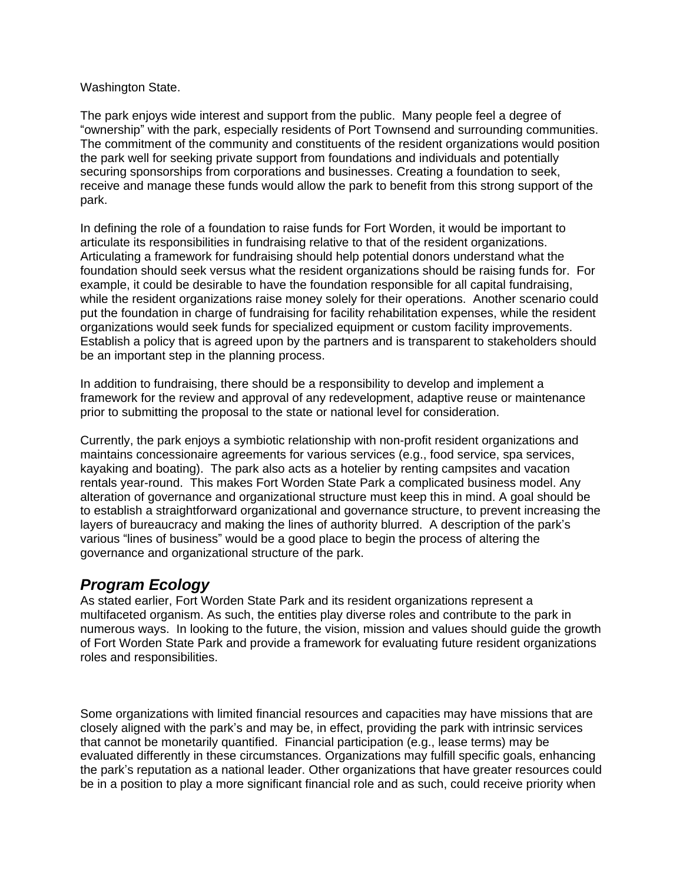Washington State.

The park enjoys wide interest and support from the public. Many people feel a degree of "ownership" with the park, especially residents of Port Townsend and surrounding communities. The commitment of the community and constituents of the resident organizations would position the park well for seeking private support from foundations and individuals and potentially securing sponsorships from corporations and businesses. Creating a foundation to seek, receive and manage these funds would allow the park to benefit from this strong support of the park.

In defining the role of a foundation to raise funds for Fort Worden, it would be important to articulate its responsibilities in fundraising relative to that of the resident organizations. Articulating a framework for fundraising should help potential donors understand what the foundation should seek versus what the resident organizations should be raising funds for. For example, it could be desirable to have the foundation responsible for all capital fundraising, while the resident organizations raise money solely for their operations. Another scenario could put the foundation in charge of fundraising for facility rehabilitation expenses, while the resident organizations would seek funds for specialized equipment or custom facility improvements. Establish a policy that is agreed upon by the partners and is transparent to stakeholders should be an important step in the planning process.

In addition to fundraising, there should be a responsibility to develop and implement a framework for the review and approval of any redevelopment, adaptive reuse or maintenance prior to submitting the proposal to the state or national level for consideration.

Currently, the park enjoys a symbiotic relationship with non-profit resident organizations and maintains concessionaire agreements for various services (e.g., food service, spa services, kayaking and boating). The park also acts as a hotelier by renting campsites and vacation rentals year-round. This makes Fort Worden State Park a complicated business model. Any alteration of governance and organizational structure must keep this in mind. A goal should be to establish a straightforward organizational and governance structure, to prevent increasing the layers of bureaucracy and making the lines of authority blurred. A description of the park's various "lines of business" would be a good place to begin the process of altering the governance and organizational structure of the park.

## *Program Ecology*

As stated earlier, Fort Worden State Park and its resident organizations represent a multifaceted organism. As such, the entities play diverse roles and contribute to the park in numerous ways. In looking to the future, the vision, mission and values should guide the growth of Fort Worden State Park and provide a framework for evaluating future resident organizations roles and responsibilities.

Some organizations with limited financial resources and capacities may have missions that are closely aligned with the park's and may be, in effect, providing the park with intrinsic services that cannot be monetarily quantified. Financial participation (e.g., lease terms) may be evaluated differently in these circumstances. Organizations may fulfill specific goals, enhancing the park's reputation as a national leader. Other organizations that have greater resources could be in a position to play a more significant financial role and as such, could receive priority when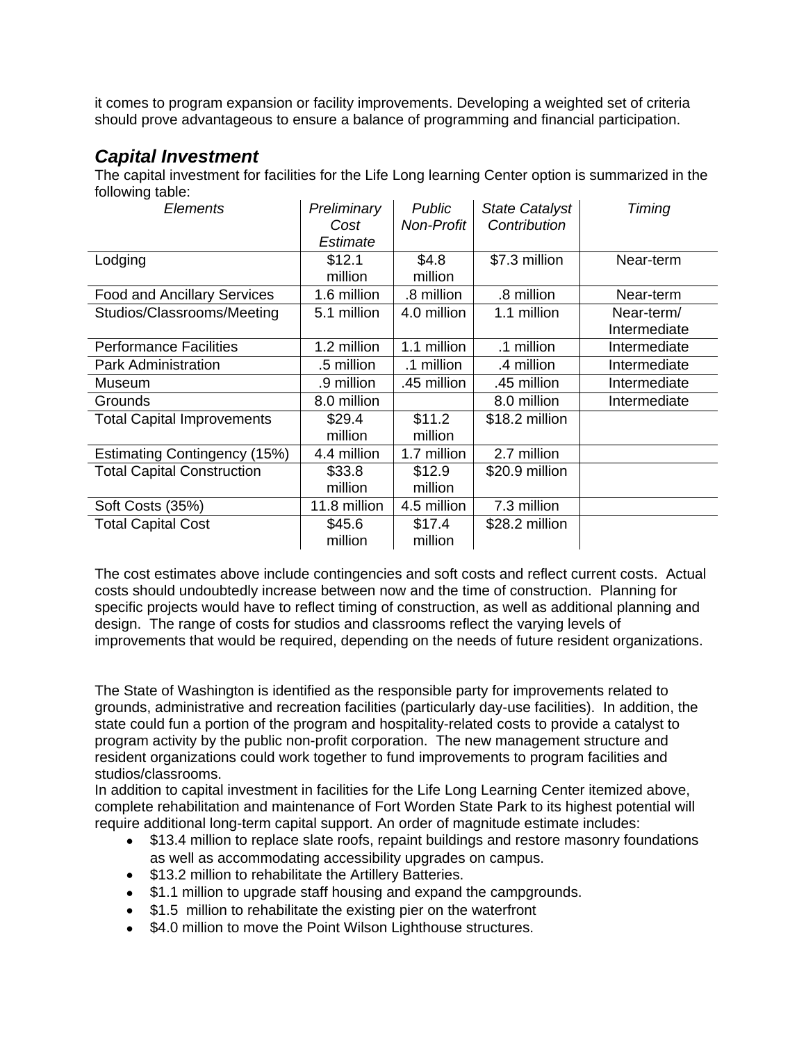it comes to program expansion or facility improvements. Developing a weighted set of criteria should prove advantageous to ensure a balance of programming and financial participation.

## *Capital Investment*

The capital investment for facilities for the Life Long learning Center option is summarized in the following table:

| *Elements* | *Preliminary Cost Estimate* | *Public Non-Profit* | *State Catalyst Contribution* | *Timing* |
|---|---|---|---|---|
| Lodging | $12.1 million | $4.8 million | $7.3 million | Near-term |
| Food and Ancillary Services | 1.6 million | .8 million | .8 million | Near-term |
| Studios/Classrooms/Meeting | 5.1 million | 4.0 million | 1.1 million | Near-term/ Intermediate |
| Performance Facilities | 1.2 million | 1.1 million | .1 million | Intermediate |
| Park Administration | .5 million | .1 million | .4 million | Intermediate |
| Museum | .9 million | .45 million | .45 million | Intermediate |
| Grounds | 8.0 million | | 8.0 million | Intermediate |
| Total Capital Improvements | $29.4 million | $11.2 million | $18.2 million | |
| Estimating Contingency (15%) | 4.4 million | 1.7 million | 2.7 million | |
| Total Capital Construction | $33.8 million | $12.9 million | $20.9 million | |
| Soft Costs (35%) | 11.8 million | 4.5 million | 7.3 million | |
| Total Capital Cost | $45.6 million | $17.4 million | $28.2 million | |

The cost estimates above include contingencies and soft costs and reflect current costs. Actual costs should undoubtedly increase between now and the time of construction. Planning for specific projects would have to reflect timing of construction, as well as additional planning and design. The range of costs for studios and classrooms reflect the varying levels of improvements that would be required, depending on the needs of future resident organizations.

The State of Washington is identified as the responsible party for improvements related to grounds, administrative and recreation facilities (particularly day-use facilities). In addition, the state could fun a portion of the program and hospitality-related costs to provide a catalyst to program activity by the public non-profit corporation. The new management structure and resident organizations could work together to fund improvements to program facilities and studios/classrooms.

In addition to capital investment in facilities for the Life Long Learning Center itemized above, complete rehabilitation and maintenance of Fort Worden State Park to its highest potential will require additional long-term capital support. An order of magnitude estimate includes:

- $13.4 million to replace slate roofs, repaint buildings and restore masonry foundations as well as accommodating accessibility upgrades on campus.
- $13.2 million to rehabilitate the Artillery Batteries.
- $1.1 million to upgrade staff housing and expand the campgrounds.
- $1.5 million to rehabilitate the existing pier on the waterfront
- $4.0 million to move the Point Wilson Lighthouse structures.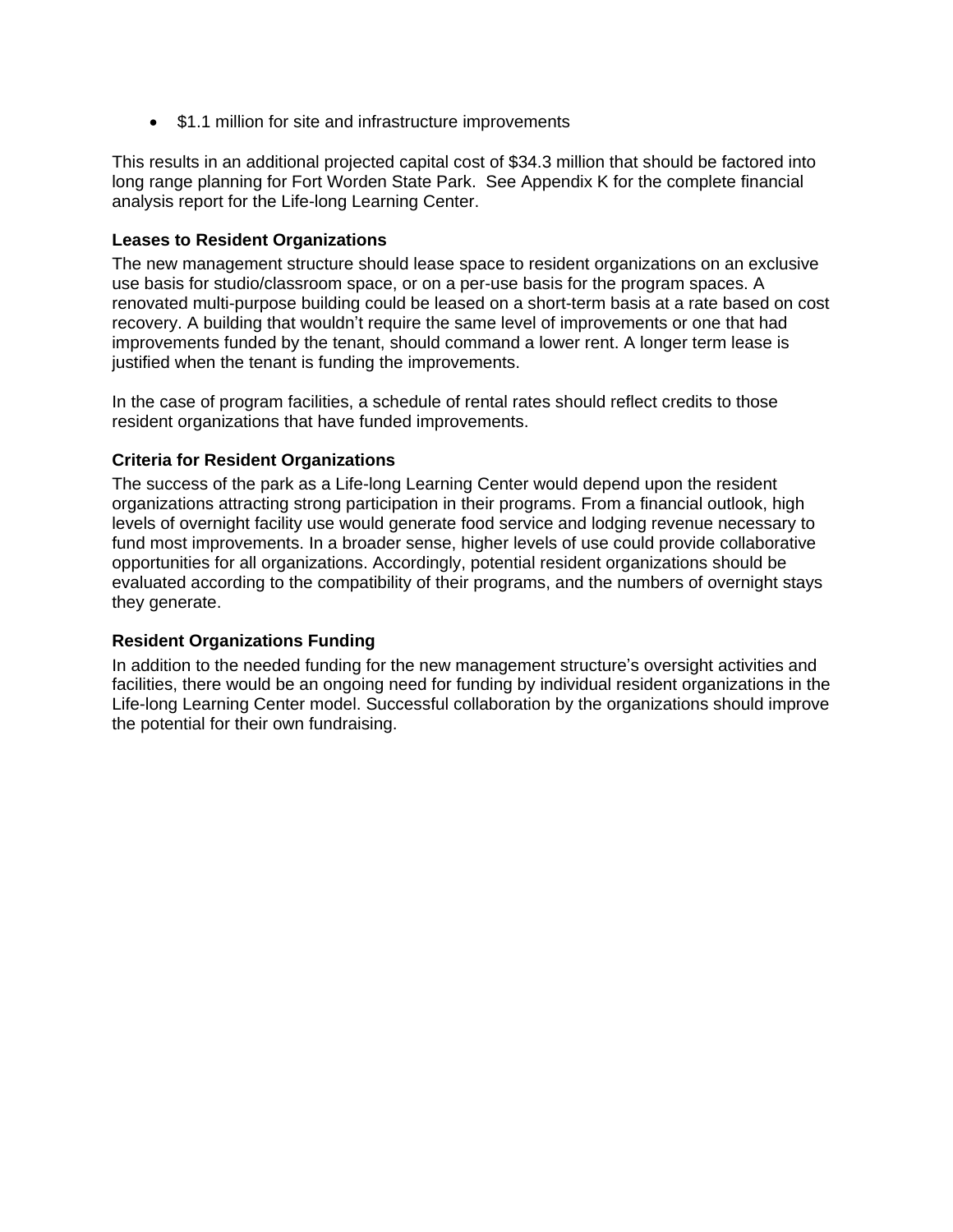- $1.1 million for site and infrastructure improvements

This results in an additional projected capital cost of $34.3 million that should be factored into long range planning for Fort Worden State Park. See Appendix K for the complete financial analysis report for the Life-long Learning Center.

**Leases to Resident Organizations**

The new management structure should lease space to resident organizations on an exclusive use basis for studio/classroom space, or on a per-use basis for the program spaces. A renovated multi-purpose building could be leased on a short-term basis at a rate based on cost recovery. A building that wouldn't require the same level of improvements or one that had improvements funded by the tenant, should command a lower rent. A longer term lease is justified when the tenant is funding the improvements.

In the case of program facilities, a schedule of rental rates should reflect credits to those resident organizations that have funded improvements.

**Criteria for Resident Organizations**

The success of the park as a Life-long Learning Center would depend upon the resident organizations attracting strong participation in their programs. From a financial outlook, high levels of overnight facility use would generate food service and lodging revenue necessary to fund most improvements. In a broader sense, higher levels of use could provide collaborative opportunities for all organizations. Accordingly, potential resident organizations should be evaluated according to the compatibility of their programs, and the numbers of overnight stays they generate.

**Resident Organizations Funding**

In addition to the needed funding for the new management structure's oversight activities and facilities, there would be an ongoing need for funding by individual resident organizations in the Life-long Learning Center model. Successful collaboration by the organizations should improve the potential for their own fundraising.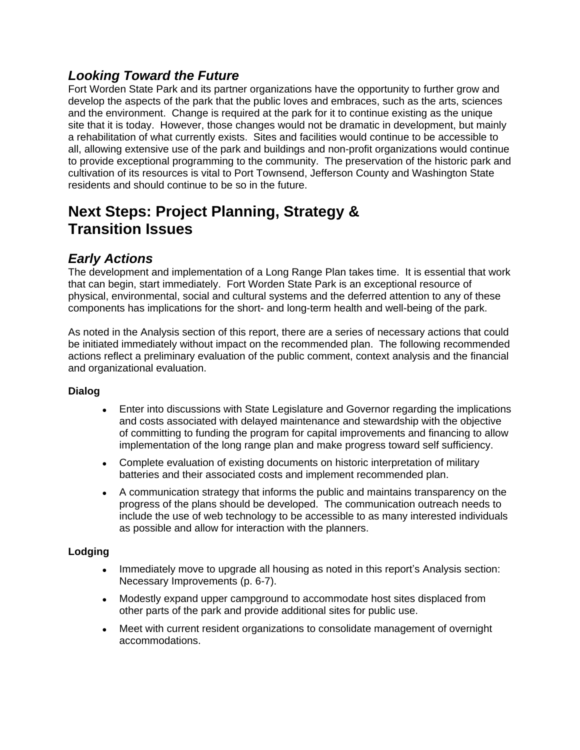### *Looking Toward the Future*

Fort Worden State Park and its partner organizations have the opportunity to further grow and develop the aspects of the park that the public loves and embraces, such as the arts, sciences and the environment. Change is required at the park for it to continue existing as the unique site that it is today. However, those changes would not be dramatic in development, but mainly a rehabilitation of what currently exists. Sites and facilities would continue to be accessible to all, allowing extensive use of the park and buildings and non-profit organizations would continue to provide exceptional programming to the community. The preservation of the historic park and cultivation of its resources is vital to Port Townsend, Jefferson County and Washington State residents and should continue to be so in the future.

## Next Steps: Project Planning, Strategy & Transition Issues

### *Early Actions*

The development and implementation of a Long Range Plan takes time. It is essential that work that can begin, start immediately. Fort Worden State Park is an exceptional resource of physical, environmental, social and cultural systems and the deferred attention to any of these components has implications for the short- and long-term health and well-being of the park.

As noted in the Analysis section of this report, there are a series of necessary actions that could be initiated immediately without impact on the recommended plan. The following recommended actions reflect a preliminary evaluation of the public comment, context analysis and the financial and organizational evaluation.

**Dialog**

- Enter into discussions with State Legislature and Governor regarding the implications and costs associated with delayed maintenance and stewardship with the objective of committing to funding the program for capital improvements and financing to allow implementation of the long range plan and make progress toward self sufficiency.
- Complete evaluation of existing documents on historic interpretation of military batteries and their associated costs and implement recommended plan.
- A communication strategy that informs the public and maintains transparency on the progress of the plans should be developed. The communication outreach needs to include the use of web technology to be accessible to as many interested individuals as possible and allow for interaction with the planners.

**Lodging**

- Immediately move to upgrade all housing as noted in this report's Analysis section: Necessary Improvements (p. 6-7).
- Modestly expand upper campground to accommodate host sites displaced from other parts of the park and provide additional sites for public use.
- Meet with current resident organizations to consolidate management of overnight accommodations.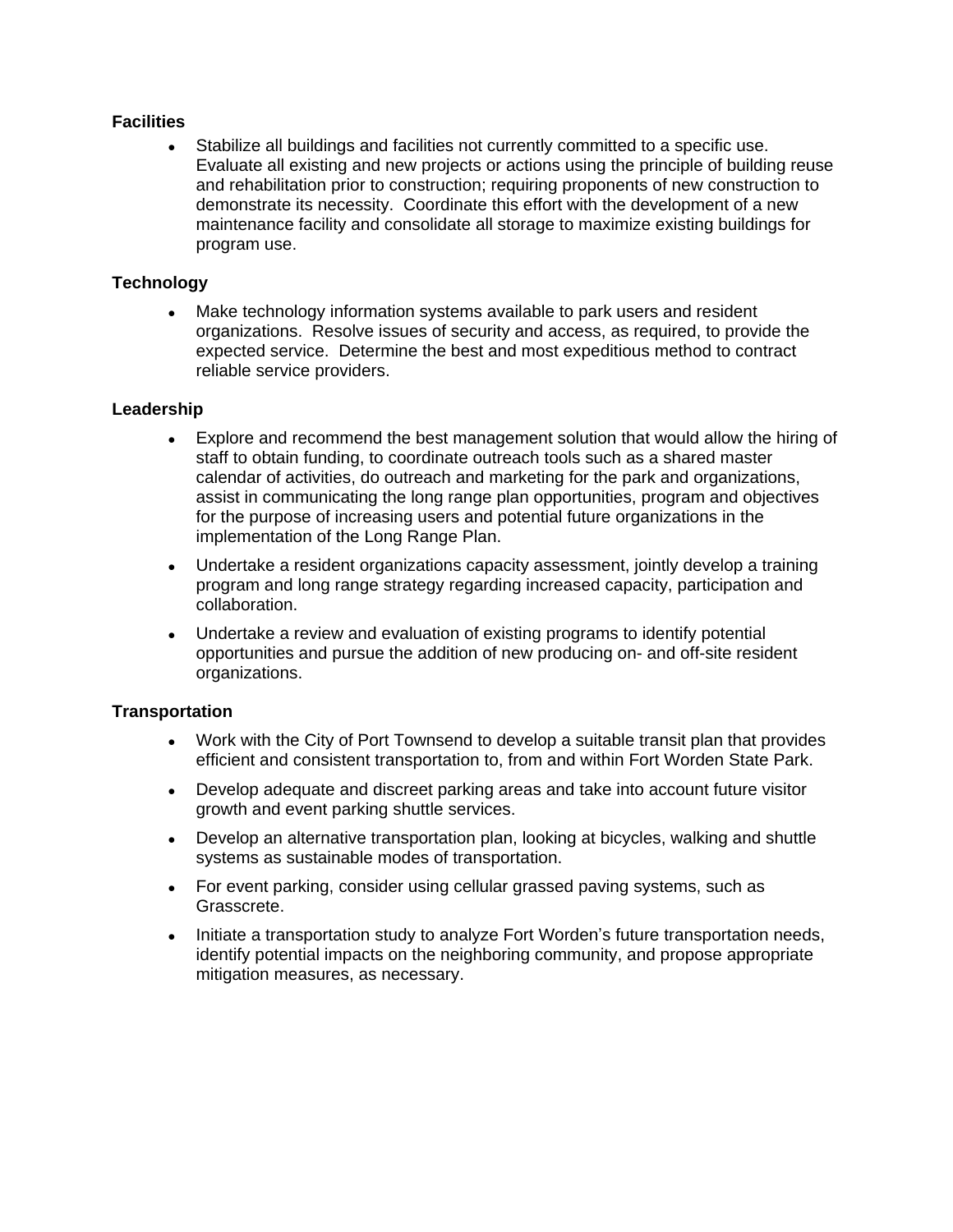**Facilities**

- Stabilize all buildings and facilities not currently committed to a specific use. Evaluate all existing and new projects or actions using the principle of building reuse and rehabilitation prior to construction; requiring proponents of new construction to demonstrate its necessity. Coordinate this effort with the development of a new maintenance facility and consolidate all storage to maximize existing buildings for program use.

**Technology**

- Make technology information systems available to park users and resident organizations. Resolve issues of security and access, as required, to provide the expected service. Determine the best and most expeditious method to contract reliable service providers.

**Leadership**

- Explore and recommend the best management solution that would allow the hiring of staff to obtain funding, to coordinate outreach tools such as a shared master calendar of activities, do outreach and marketing for the park and organizations, assist in communicating the long range plan opportunities, program and objectives for the purpose of increasing users and potential future organizations in the implementation of the Long Range Plan.
- Undertake a resident organizations capacity assessment, jointly develop a training program and long range strategy regarding increased capacity, participation and collaboration.
- Undertake a review and evaluation of existing programs to identify potential opportunities and pursue the addition of new producing on- and off-site resident organizations.

**Transportation**

- Work with the City of Port Townsend to develop a suitable transit plan that provides efficient and consistent transportation to, from and within Fort Worden State Park.
- Develop adequate and discreet parking areas and take into account future visitor growth and event parking shuttle services.
- Develop an alternative transportation plan, looking at bicycles, walking and shuttle systems as sustainable modes of transportation.
- For event parking, consider using cellular grassed paving systems, such as Grasscrete.
- Initiate a transportation study to analyze Fort Worden's future transportation needs, identify potential impacts on the neighboring community, and propose appropriate mitigation measures, as necessary.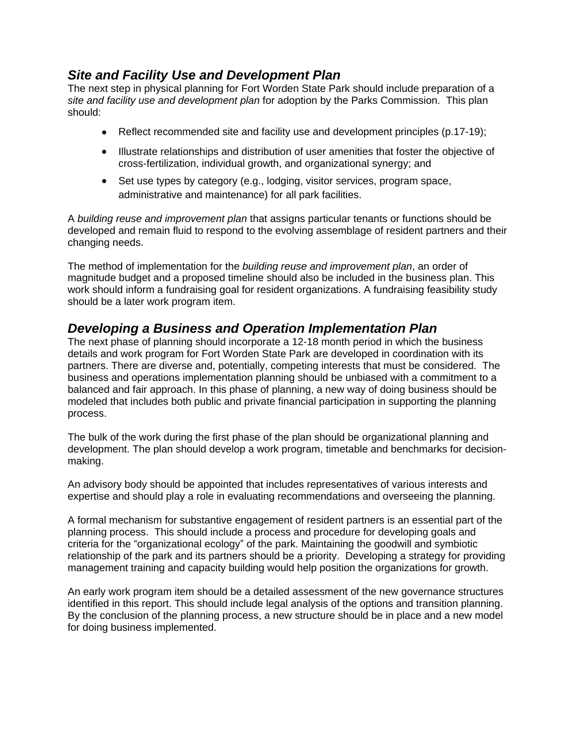## *Site and Facility Use and Development Plan*

The next step in physical planning for Fort Worden State Park should include preparation of a *site and facility use and development plan* for adoption by the Parks Commission. This plan should:

- Reflect recommended site and facility use and development principles (p.17-19);
- Illustrate relationships and distribution of user amenities that foster the objective of cross-fertilization, individual growth, and organizational synergy; and
- Set use types by category (e.g., lodging, visitor services, program space, administrative and maintenance) for all park facilities.

A *building reuse and improvement plan* that assigns particular tenants or functions should be developed and remain fluid to respond to the evolving assemblage of resident partners and their changing needs.

The method of implementation for the *building reuse and improvement plan*, an order of magnitude budget and a proposed timeline should also be included in the business plan. This work should inform a fundraising goal for resident organizations. A fundraising feasibility study should be a later work program item.

## *Developing a Business and Operation Implementation Plan*

The next phase of planning should incorporate a 12-18 month period in which the business details and work program for Fort Worden State Park are developed in coordination with its partners. There are diverse and, potentially, competing interests that must be considered. The business and operations implementation planning should be unbiased with a commitment to a balanced and fair approach. In this phase of planning, a new way of doing business should be modeled that includes both public and private financial participation in supporting the planning process.

The bulk of the work during the first phase of the plan should be organizational planning and development. The plan should develop a work program, timetable and benchmarks for decision-making.

An advisory body should be appointed that includes representatives of various interests and expertise and should play a role in evaluating recommendations and overseeing the planning.

A formal mechanism for substantive engagement of resident partners is an essential part of the planning process. This should include a process and procedure for developing goals and criteria for the "organizational ecology" of the park. Maintaining the goodwill and symbiotic relationship of the park and its partners should be a priority. Developing a strategy for providing management training and capacity building would help position the organizations for growth.

An early work program item should be a detailed assessment of the new governance structures identified in this report. This should include legal analysis of the options and transition planning. By the conclusion of the planning process, a new structure should be in place and a new model for doing business implemented.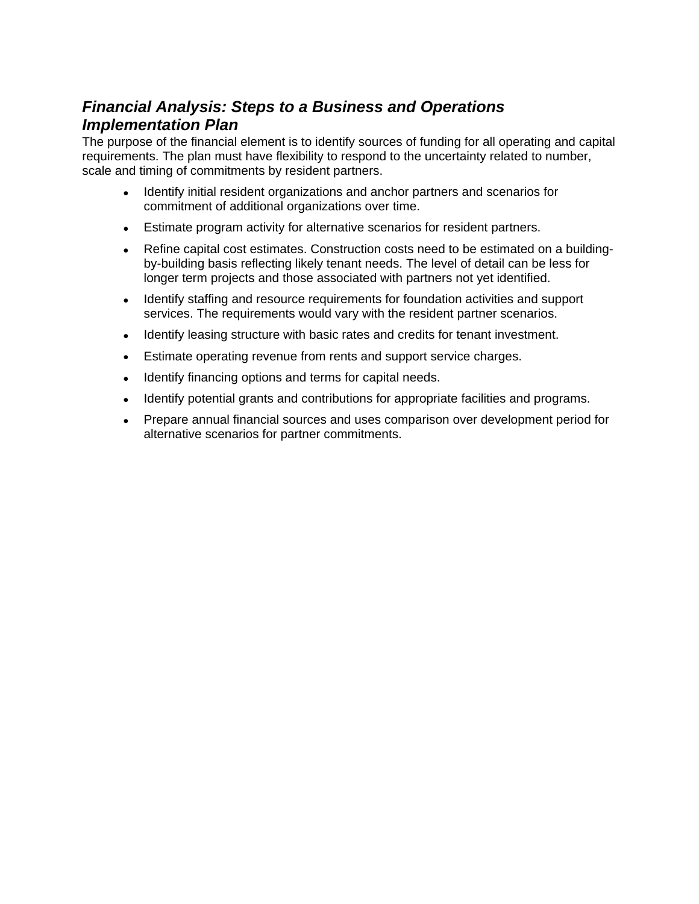### ***Financial Analysis: Steps to a Business and Operations Implementation Plan***

The purpose of the financial element is to identify sources of funding for all operating and capital requirements. The plan must have flexibility to respond to the uncertainty related to number, scale and timing of commitments by resident partners.

- Identify initial resident organizations and anchor partners and scenarios for commitment of additional organizations over time.
- Estimate program activity for alternative scenarios for resident partners.
- Refine capital cost estimates. Construction costs need to be estimated on a building-by-building basis reflecting likely tenant needs. The level of detail can be less for longer term projects and those associated with partners not yet identified.
- Identify staffing and resource requirements for foundation activities and support services. The requirements would vary with the resident partner scenarios.
- Identify leasing structure with basic rates and credits for tenant investment.
- Estimate operating revenue from rents and support service charges.
- Identify financing options and terms for capital needs.
- Identify potential grants and contributions for appropriate facilities and programs.
- Prepare annual financial sources and uses comparison over development period for alternative scenarios for partner commitments.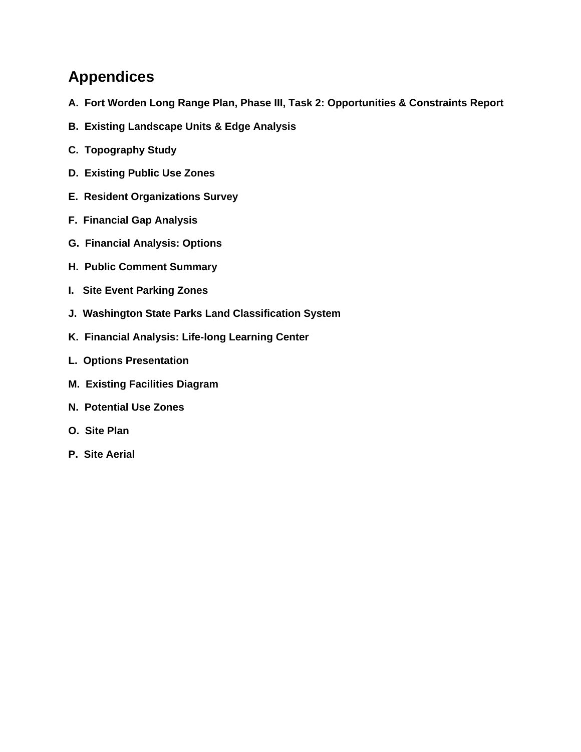# Appendices

**A. Fort Worden Long Range Plan, Phase III, Task 2: Opportunities & Constraints Report**

**B. Existing Landscape Units & Edge Analysis**

**C. Topography Study**

**D. Existing Public Use Zones**

**E. Resident Organizations Survey**

**F. Financial Gap Analysis**

**G. Financial Analysis: Options**

**H. Public Comment Summary**

**I. Site Event Parking Zones**

**J. Washington State Parks Land Classification System**

**K. Financial Analysis: Life-long Learning Center**

**L. Options Presentation**

**M. Existing Facilities Diagram**

**N. Potential Use Zones**

**O. Site Plan**

**P. Site Aerial**